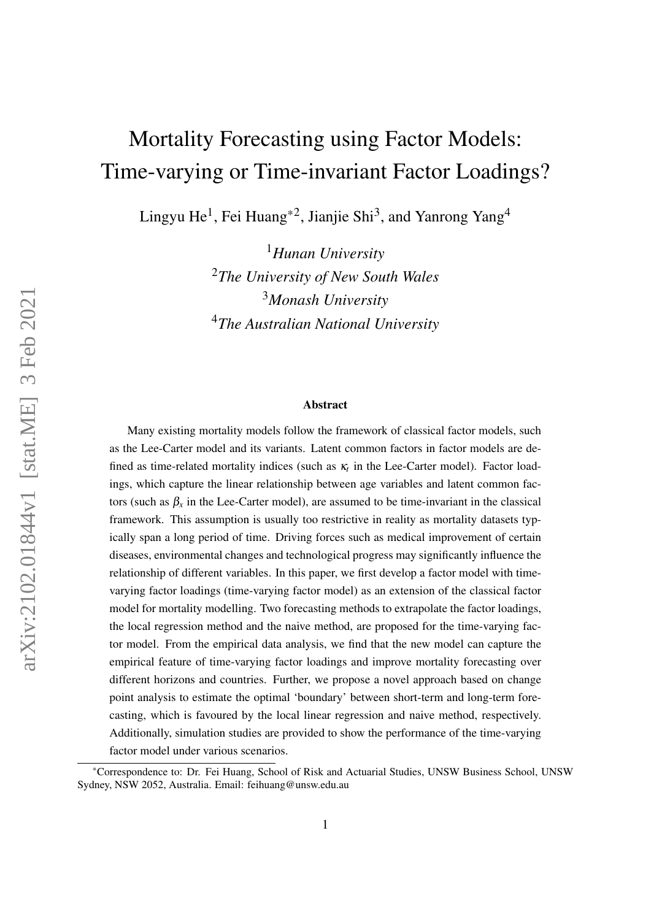# Mortality Forecasting using Factor Models: Time-varying or Time-invariant Factor Loadings?

Lingyu He[1], Fei Huang[*2], Jianjie Shi[3], and Yanrong Yang[4]

[1]*Hunan University*
[2]*The University of New South Wales*
[3]*Monash University*
[4]*The Australian National University*

### Abstract

Many existing mortality models follow the framework of classical factor models, such as the Lee-Carter model and its variants. Latent common factors in factor models are defined as time-related mortality indices (such as $\kappa_t$ in the Lee-Carter model). Factor loadings, which capture the linear relationship between age variables and latent common factors (such as $\beta_x$ in the Lee-Carter model), are assumed to be time-invariant in the classical framework. This assumption is usually too restrictive in reality as mortality datasets typically span a long period of time. Driving forces such as medical improvement of certain diseases, environmental changes and technological progress may significantly influence the relationship of different variables. In this paper, we first develop a factor model with time-varying factor loadings (time-varying factor model) as an extension of the classical factor model for mortality modelling. Two forecasting methods to extrapolate the factor loadings, the local regression method and the naive method, are proposed for the time-varying factor model. From the empirical data analysis, we find that the new model can capture the empirical feature of time-varying factor loadings and improve mortality forecasting over different horizons and countries. Further, we propose a novel approach based on change point analysis to estimate the optimal 'boundary' between short-term and long-term forecasting, which is favoured by the local linear regression and naive method, respectively. Additionally, simulation studies are provided to show the performance of the time-varying factor model under various scenarios.

[*]Correspondence to: Dr. Fei Huang, School of Risk and Actuarial Studies, UNSW Business School, UNSW Sydney, NSW 2052, Australia. Email: feihuang@unsw.edu.au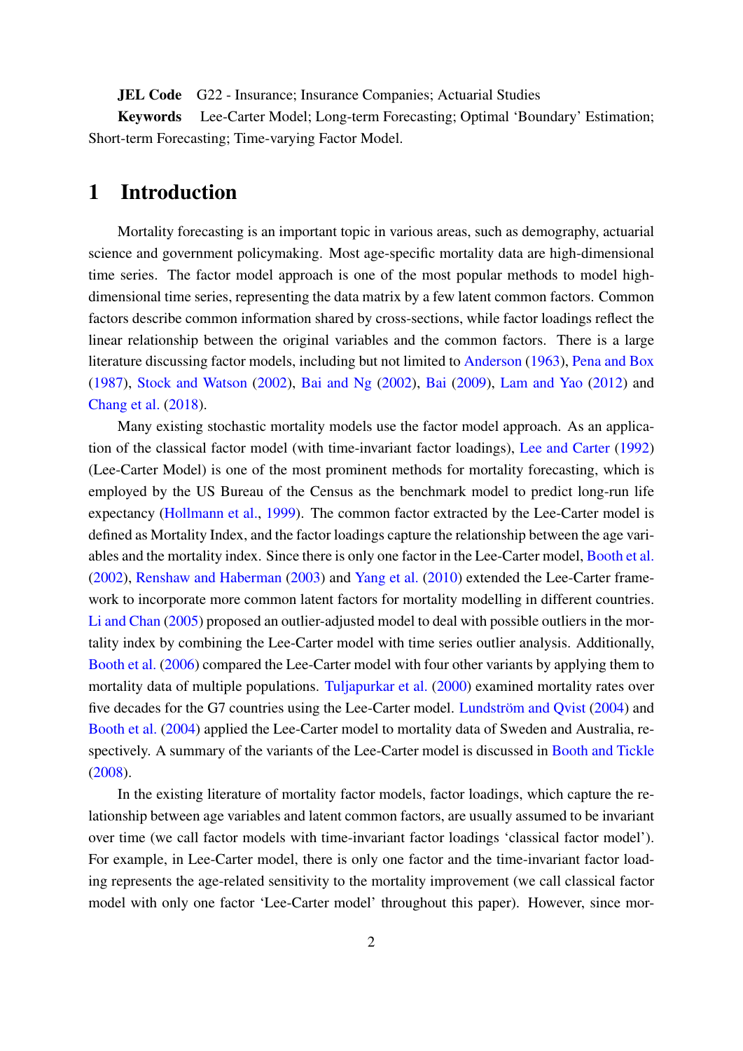**JEL Code** G22 - Insurance; Insurance Companies; Actuarial Studies

**Keywords** Lee-Carter Model; Long-term Forecasting; Optimal 'Boundary' Estimation; Short-term Forecasting; Time-varying Factor Model.

# 1 Introduction

Mortality forecasting is an important topic in various areas, such as demography, actuarial science and government policymaking. Most age-specific mortality data are high-dimensional time series. The factor model approach is one of the most popular methods to model high-dimensional time series, representing the data matrix by a few latent common factors. Common factors describe common information shared by cross-sections, while factor loadings reflect the linear relationship between the original variables and the common factors. There is a large literature discussing factor models, including but not limited to Anderson (1963), Pena and Box (1987), Stock and Watson (2002), Bai and Ng (2002), Bai (2009), Lam and Yao (2012) and Chang et al. (2018).

Many existing stochastic mortality models use the factor model approach. As an application of the classical factor model (with time-invariant factor loadings), Lee and Carter (1992) (Lee-Carter Model) is one of the most prominent methods for mortality forecasting, which is employed by the US Bureau of the Census as the benchmark model to predict long-run life expectancy (Hollmann et al., 1999). The common factor extracted by the Lee-Carter model is defined as Mortality Index, and the factor loadings capture the relationship between the age variables and the mortality index. Since there is only one factor in the Lee-Carter model, Booth et al. (2002), Renshaw and Haberman (2003) and Yang et al. (2010) extended the Lee-Carter framework to incorporate more common latent factors for mortality modelling in different countries. Li and Chan (2005) proposed an outlier-adjusted model to deal with possible outliers in the mortality index by combining the Lee-Carter model with time series outlier analysis. Additionally, Booth et al. (2006) compared the Lee-Carter model with four other variants by applying them to mortality data of multiple populations. Tuljapurkar et al. (2000) examined mortality rates over five decades for the G7 countries using the Lee-Carter model. Lundström and Qvist (2004) and Booth et al. (2004) applied the Lee-Carter model to mortality data of Sweden and Australia, respectively. A summary of the variants of the Lee-Carter model is discussed in Booth and Tickle (2008).

In the existing literature of mortality factor models, factor loadings, which capture the relationship between age variables and latent common factors, are usually assumed to be invariant over time (we call factor models with time-invariant factor loadings 'classical factor model'). For example, in Lee-Carter model, there is only one factor and the time-invariant factor loading represents the age-related sensitivity to the mortality improvement (we call classical factor model with only one factor 'Lee-Carter model' throughout this paper). However, since mor-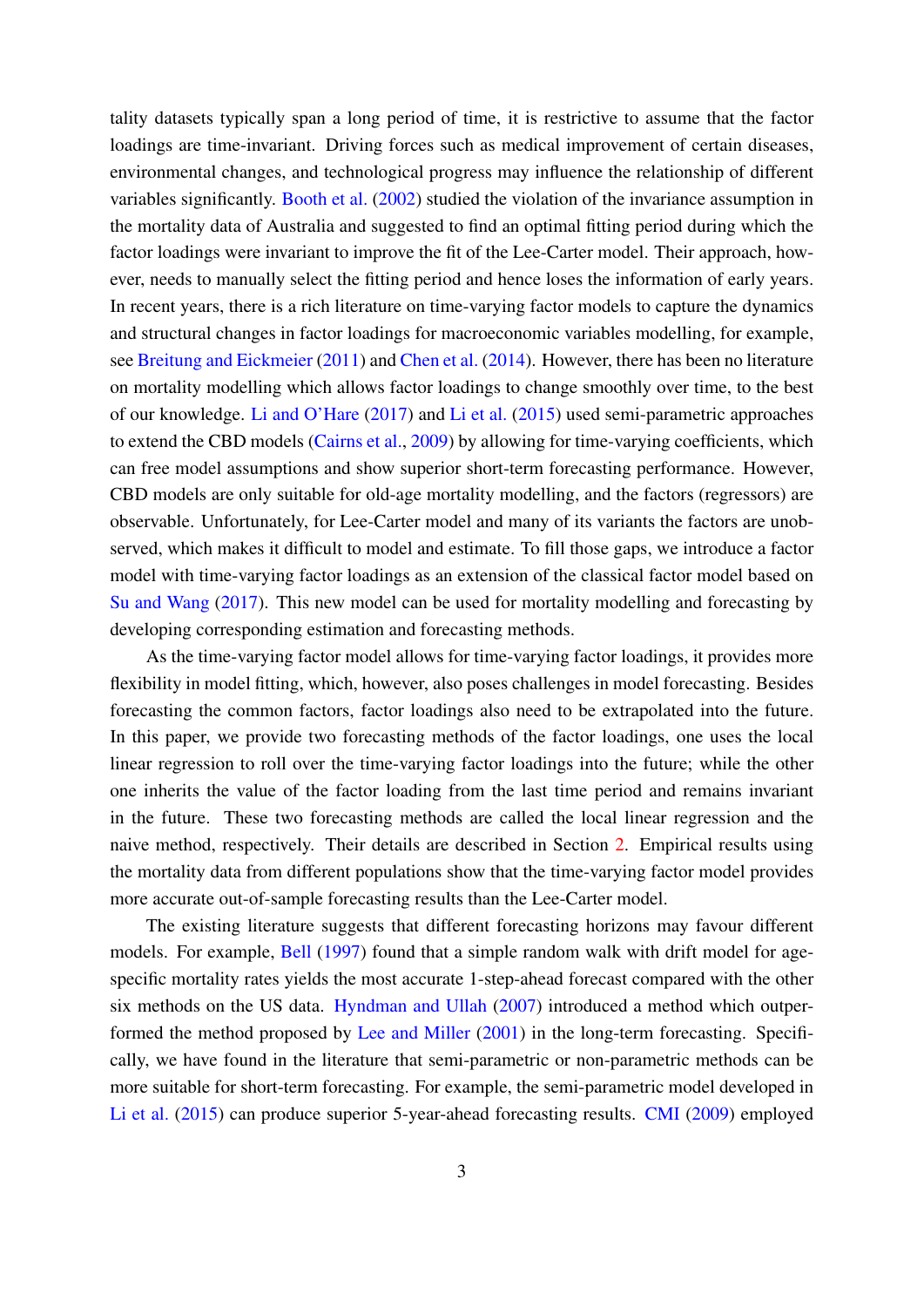tality datasets typically span a long period of time, it is restrictive to assume that the factor loadings are time-invariant. Driving forces such as medical improvement of certain diseases, environmental changes, and technological progress may influence the relationship of different variables significantly. Booth et al. (2002) studied the violation of the invariance assumption in the mortality data of Australia and suggested to find an optimal fitting period during which the factor loadings were invariant to improve the fit of the Lee-Carter model. Their approach, however, needs to manually select the fitting period and hence loses the information of early years. In recent years, there is a rich literature on time-varying factor models to capture the dynamics and structural changes in factor loadings for macroeconomic variables modelling, for example, see Breitung and Eickmeier (2011) and Chen et al. (2014). However, there has been no literature on mortality modelling which allows factor loadings to change smoothly over time, to the best of our knowledge. Li and O'Hare (2017) and Li et al. (2015) used semi-parametric approaches to extend the CBD models (Cairns et al., 2009) by allowing for time-varying coefficients, which can free model assumptions and show superior short-term forecasting performance. However, CBD models are only suitable for old-age mortality modelling, and the factors (regressors) are observable. Unfortunately, for Lee-Carter model and many of its variants the factors are unobserved, which makes it difficult to model and estimate. To fill those gaps, we introduce a factor model with time-varying factor loadings as an extension of the classical factor model based on Su and Wang (2017). This new model can be used for mortality modelling and forecasting by developing corresponding estimation and forecasting methods.

As the time-varying factor model allows for time-varying factor loadings, it provides more flexibility in model fitting, which, however, also poses challenges in model forecasting. Besides forecasting the common factors, factor loadings also need to be extrapolated into the future. In this paper, we provide two forecasting methods of the factor loadings, one uses the local linear regression to roll over the time-varying factor loadings into the future; while the other one inherits the value of the factor loading from the last time period and remains invariant in the future. These two forecasting methods are called the local linear regression and the naive method, respectively. Their details are described in Section 2. Empirical results using the mortality data from different populations show that the time-varying factor model provides more accurate out-of-sample forecasting results than the Lee-Carter model.

The existing literature suggests that different forecasting horizons may favour different models. For example, Bell (1997) found that a simple random walk with drift model for age-specific mortality rates yields the most accurate 1-step-ahead forecast compared with the other six methods on the US data. Hyndman and Ullah (2007) introduced a method which outperformed the method proposed by Lee and Miller (2001) in the long-term forecasting. Specifically, we have found in the literature that semi-parametric or non-parametric methods can be more suitable for short-term forecasting. For example, the semi-parametric model developed in Li et al. (2015) can produce superior 5-year-ahead forecasting results. CMI (2009) employed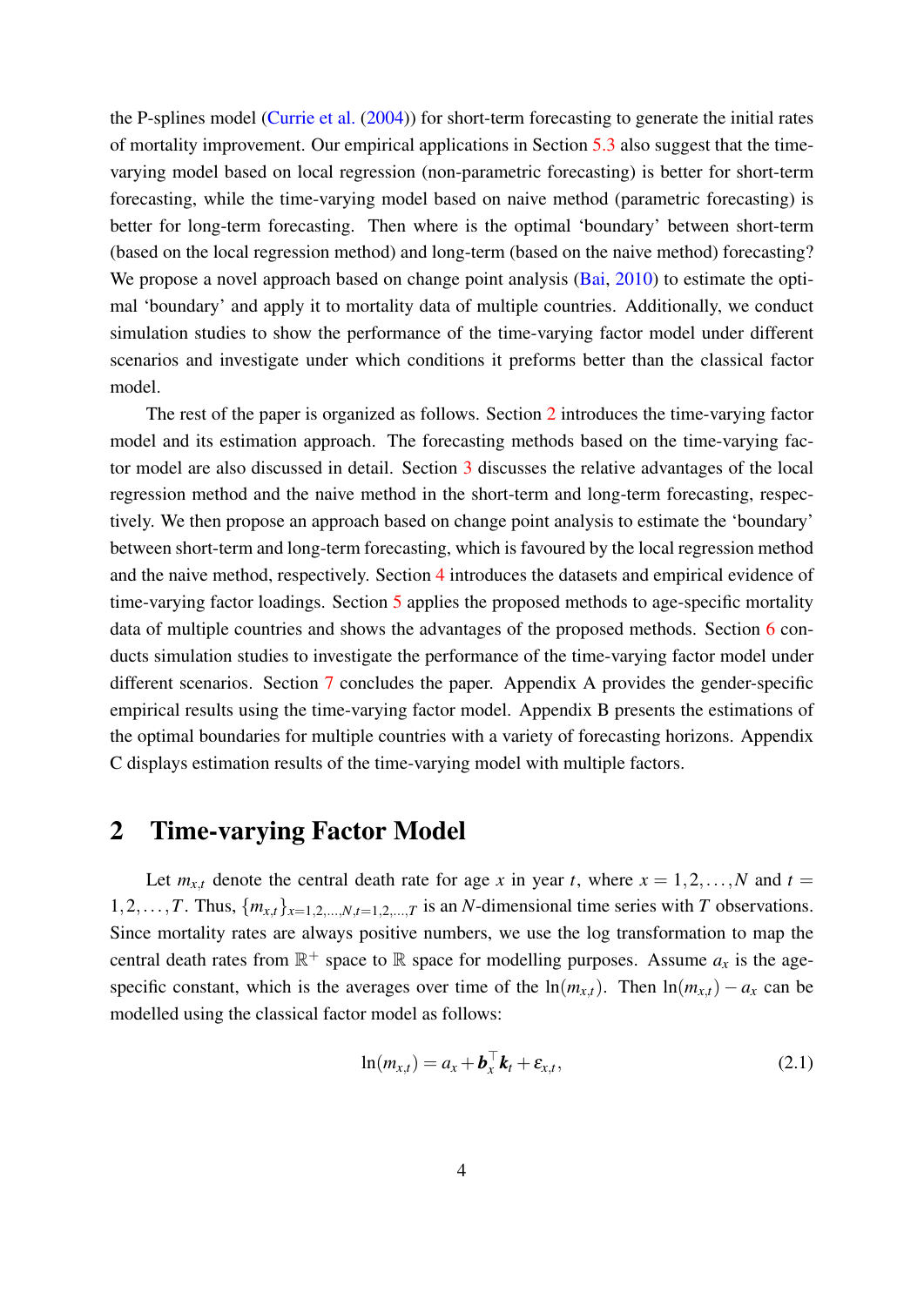the P-splines model (Currie et al. (2004)) for short-term forecasting to generate the initial rates of mortality improvement. Our empirical applications in Section 5.3 also suggest that the time-varying model based on local regression (non-parametric forecasting) is better for short-term forecasting, while the time-varying model based on naive method (parametric forecasting) is better for long-term forecasting. Then where is the optimal 'boundary' between short-term (based on the local regression method) and long-term (based on the naive method) forecasting? We propose a novel approach based on change point analysis (Bai, 2010) to estimate the optimal 'boundary' and apply it to mortality data of multiple countries. Additionally, we conduct simulation studies to show the performance of the time-varying factor model under different scenarios and investigate under which conditions it preforms better than the classical factor model.

The rest of the paper is organized as follows. Section 2 introduces the time-varying factor model and its estimation approach. The forecasting methods based on the time-varying factor model are also discussed in detail. Section 3 discusses the relative advantages of the local regression method and the naive method in the short-term and long-term forecasting, respectively. We then propose an approach based on change point analysis to estimate the 'boundary' between short-term and long-term forecasting, which is favoured by the local regression method and the naive method, respectively. Section 4 introduces the datasets and empirical evidence of time-varying factor loadings. Section 5 applies the proposed methods to age-specific mortality data of multiple countries and shows the advantages of the proposed methods. Section 6 conducts simulation studies to investigate the performance of the time-varying factor model under different scenarios. Section 7 concludes the paper. Appendix A provides the gender-specific empirical results using the time-varying factor model. Appendix B presents the estimations of the optimal boundaries for multiple countries with a variety of forecasting horizons. Appendix C displays estimation results of the time-varying model with multiple factors.

## 2 Time-varying Factor Model

Let $m_{x,t}$ denote the central death rate for age $x$ in year $t$, where $x = 1, 2, \ldots, N$ and $t = 1, 2, \ldots, T$. Thus, $\{m_{x,t}\}_{x=1,2,\ldots,N, t=1,2,\ldots,T}$ is an $N$-dimensional time series with $T$ observations. Since mortality rates are always positive numbers, we use the log transformation to map the central death rates from $\mathbb{R}^+$ space to $\mathbb{R}$ space for modelling purposes. Assume $a_x$ is the age-specific constant, which is the averages over time of the $\ln(m_{x,t})$. Then $\ln(m_{x,t}) - a_x$ can be modelled using the classical factor model as follows:

$$\ln(m_{x,t}) = a_x + \boldsymbol{b}_x^\top \boldsymbol{k}_t + \varepsilon_{x,t}, \tag{2.1}$$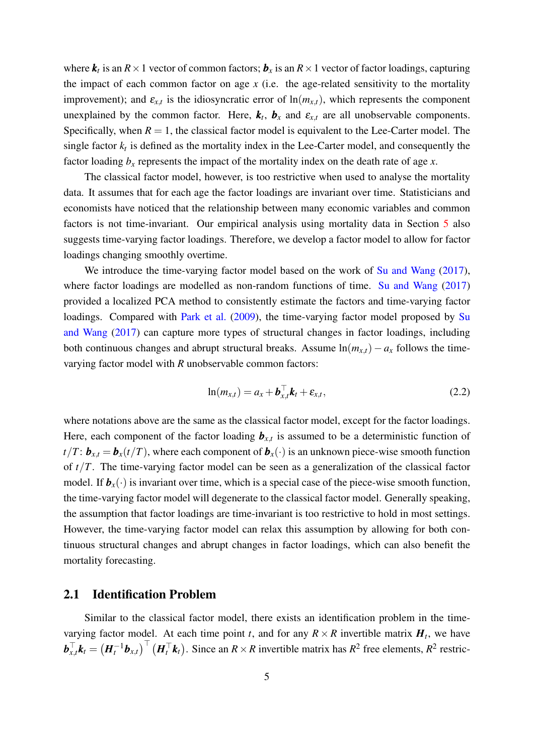where $\boldsymbol{k}_t$ is an $R \times 1$ vector of common factors; $\boldsymbol{b}_x$ is an $R \times 1$ vector of factor loadings, capturing the impact of each common factor on age $x$ (i.e. the age-related sensitivity to the mortality improvement); and $\varepsilon_{x,t}$ is the idiosyncratic error of $\ln(m_{x,t})$, which represents the component unexplained by the common factor. Here, $\boldsymbol{k}_t$, $\boldsymbol{b}_x$ and $\varepsilon_{x,t}$ are all unobservable components. Specifically, when $R = 1$, the classical factor model is equivalent to the Lee-Carter model. The single factor $k_t$ is defined as the mortality index in the Lee-Carter model, and consequently the factor loading $b_x$ represents the impact of the mortality index on the death rate of age $x$.

The classical factor model, however, is too restrictive when used to analyse the mortality data. It assumes that for each age the factor loadings are invariant over time. Statisticians and economists have noticed that the relationship between many economic variables and common factors is not time-invariant. Our empirical analysis using mortality data in Section 5 also suggests time-varying factor loadings. Therefore, we develop a factor model to allow for factor loadings changing smoothly overtime.

We introduce the time-varying factor model based on the work of Su and Wang (2017), where factor loadings are modelled as non-random functions of time. Su and Wang (2017) provided a localized PCA method to consistently estimate the factors and time-varying factor loadings. Compared with Park et al. (2009), the time-varying factor model proposed by Su and Wang (2017) can capture more types of structural changes in factor loadings, including both continuous changes and abrupt structural breaks. Assume $\ln(m_{x,t}) - a_x$ follows the time-varying factor model with $R$ unobservable common factors:

$$\ln(m_{x,t}) = a_x + \boldsymbol{b}_{x,t}^{\top}\boldsymbol{k}_t + \varepsilon_{x,t}, \tag{2.2}$$

where notations above are the same as the classical factor model, except for the factor loadings. Here, each component of the factor loading $\boldsymbol{b}_{x,t}$ is assumed to be a deterministic function of $t/T$: $\boldsymbol{b}_{x,t} = \boldsymbol{b}_x(t/T)$, where each component of $\boldsymbol{b}_x(\cdot)$ is an unknown piece-wise smooth function of $t/T$. The time-varying factor model can be seen as a generalization of the classical factor model. If $\boldsymbol{b}_x(\cdot)$ is invariant over time, which is a special case of the piece-wise smooth function, the time-varying factor model will degenerate to the classical factor model. Generally speaking, the assumption that factor loadings are time-invariant is too restrictive to hold in most settings. However, the time-varying factor model can relax this assumption by allowing for both continuous structural changes and abrupt changes in factor loadings, which can also benefit the mortality forecasting.

## 2.1 Identification Problem

Similar to the classical factor model, there exists an identification problem in the time-varying factor model. At each time point $t$, and for any $R \times R$ invertible matrix $\boldsymbol{H}_t$, we have $\boldsymbol{b}_{x,t}^{\top}\boldsymbol{k}_t = \left(\boldsymbol{H}_t^{-1}\boldsymbol{b}_{x,t}\right)^{\top}\left(\boldsymbol{H}_t^{\top}\boldsymbol{k}_t\right)$. Since an $R \times R$ invertible matrix has $R^2$ free elements, $R^2$ restric-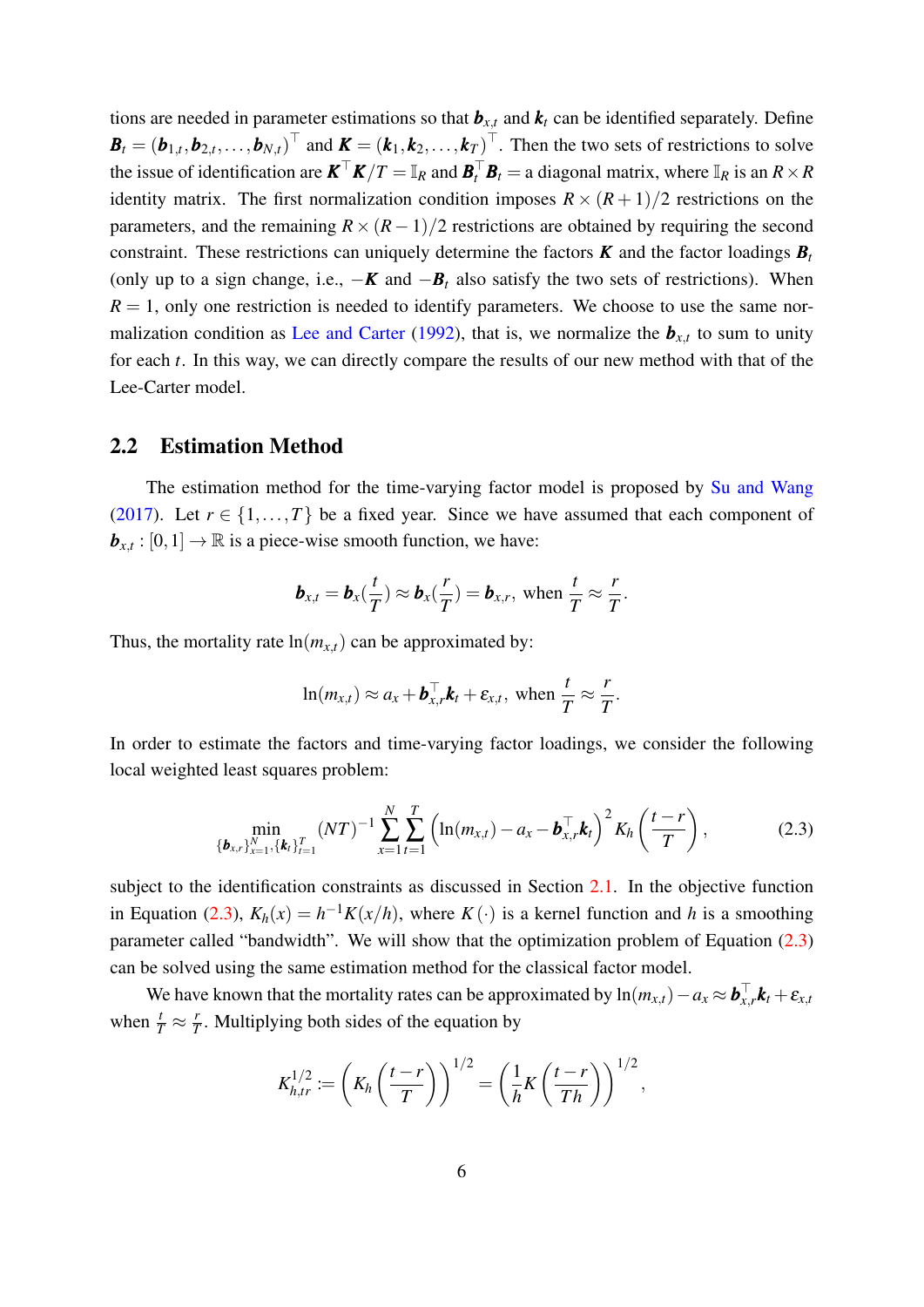tions are needed in parameter estimations so that $\boldsymbol{b}_{x,t}$ and $\boldsymbol{k}_t$ can be identified separately. Define $\boldsymbol{B}_t = (\boldsymbol{b}_{1,t}, \boldsymbol{b}_{2,t}, \ldots, \boldsymbol{b}_{N,t})^\top$ and $\boldsymbol{K} = (\boldsymbol{k}_1, \boldsymbol{k}_2, \ldots, \boldsymbol{k}_T)^\top$. Then the two sets of restrictions to solve the issue of identification are $\boldsymbol{K}^\top \boldsymbol{K}/T = \mathbb{I}_R$ and $\boldsymbol{B}_t^\top \boldsymbol{B}_t =$ a diagonal matrix, where $\mathbb{I}_R$ is an $R \times R$ identity matrix. The first normalization condition imposes $R \times (R+1)/2$ restrictions on the parameters, and the remaining $R \times (R-1)/2$ restrictions are obtained by requiring the second constraint. These restrictions can uniquely determine the factors $\boldsymbol{K}$ and the factor loadings $\boldsymbol{B}_t$ (only up to a sign change, i.e., $-\boldsymbol{K}$ and $-\boldsymbol{B}_t$ also satisfy the two sets of restrictions). When $R = 1$, only one restriction is needed to identify parameters. We choose to use the same normalization condition as Lee and Carter (1992), that is, we normalize the $\boldsymbol{b}_{x,t}$ to sum to unity for each $t$. In this way, we can directly compare the results of our new method with that of the Lee-Carter model.

## 2.2 Estimation Method

The estimation method for the time-varying factor model is proposed by Su and Wang (2017). Let $r \in \{1, \ldots, T\}$ be a fixed year. Since we have assumed that each component of $\boldsymbol{b}_{x,t} : [0,1] \to \mathbb{R}$ is a piece-wise smooth function, we have:

$$\boldsymbol{b}_{x,t} = \boldsymbol{b}_x(\frac{t}{T}) \approx \boldsymbol{b}_x(\frac{r}{T}) = \boldsymbol{b}_{x,r}, \text{ when } \frac{t}{T} \approx \frac{r}{T}.$$

Thus, the mortality rate $\ln(m_{x,t})$ can be approximated by:

$$\ln(m_{x,t}) \approx a_x + \boldsymbol{b}_{x,r}^\top \boldsymbol{k}_t + \varepsilon_{x,t}, \text{ when } \frac{t}{T} \approx \frac{r}{T}.$$

In order to estimate the factors and time-varying factor loadings, we consider the following local weighted least squares problem:

$$\min_{\{\boldsymbol{b}_{x,r}\}_{x=1}^N, \{\boldsymbol{k}_t\}_{t=1}^T} (NT)^{-1} \sum_{x=1}^{N} \sum_{t=1}^{T} \left( \ln(m_{x,t}) - a_x - \boldsymbol{b}_{x,r}^\top \boldsymbol{k}_t \right)^2 K_h\left(\frac{t-r}{T}\right), \tag{2.3}$$

subject to the identification constraints as discussed in Section 2.1. In the objective function in Equation (2.3), $K_h(x) = h^{-1}K(x/h)$, where $K(\cdot)$ is a kernel function and $h$ is a smoothing parameter called "bandwidth". We will show that the optimization problem of Equation (2.3) can be solved using the same estimation method for the classical factor model.

We have known that the mortality rates can be approximated by $\ln(m_{x,t}) - a_x \approx \boldsymbol{b}_{x,r}^\top \boldsymbol{k}_t + \varepsilon_{x,t}$ when $\frac{t}{T} \approx \frac{r}{T}$. Multiplying both sides of the equation by

$$K_{h,tr}^{1/2} := \left( K_h\left(\frac{t-r}{T}\right) \right)^{1/2} = \left( \frac{1}{h} K\left(\frac{t-r}{Th}\right) \right)^{1/2},$$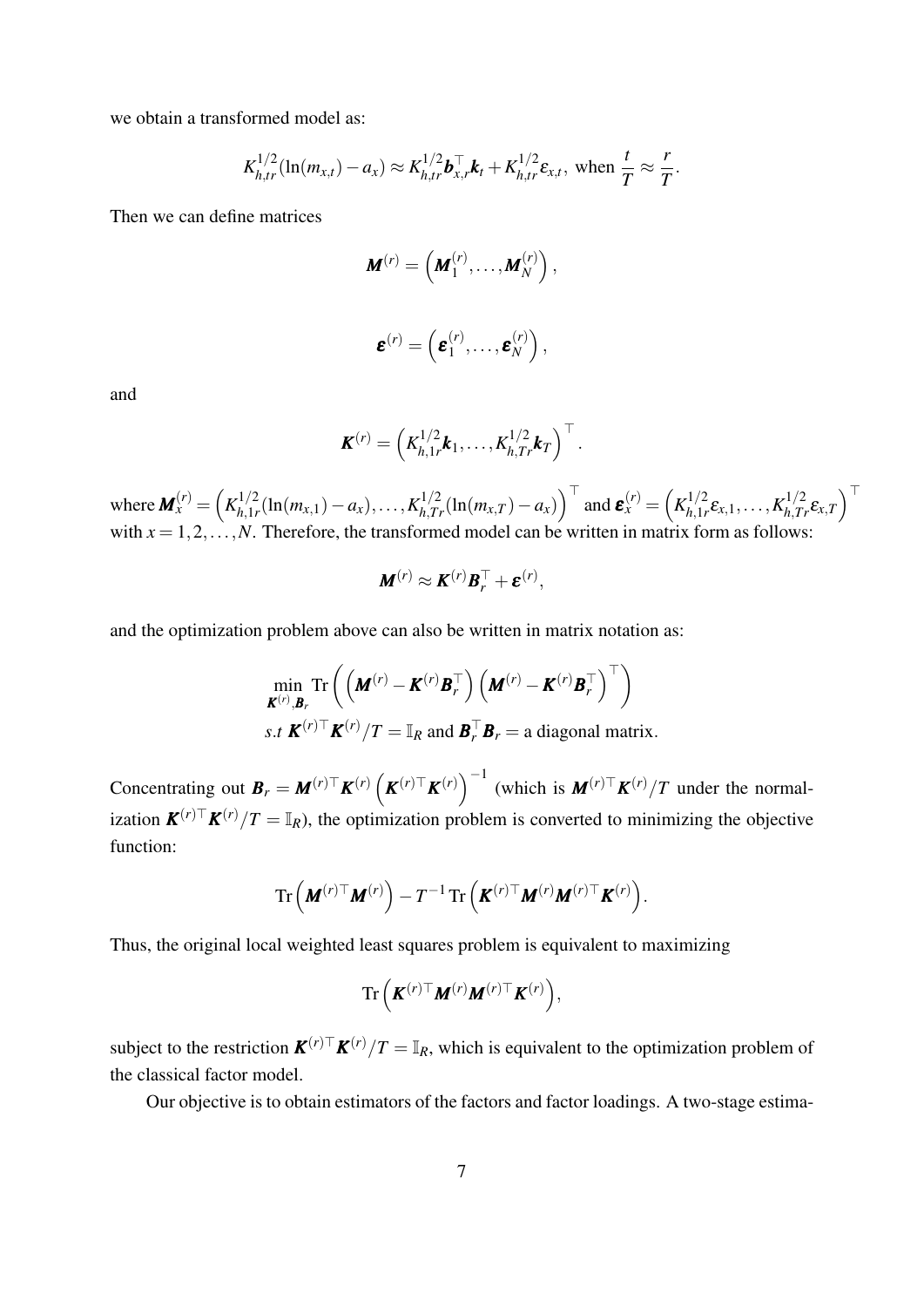we obtain a transformed model as:

$$K_{h,tr}^{1/2}(\ln(m_{x,t}) - a_x) \approx K_{h,tr}^{1/2} \boldsymbol{b}_{x,r}^{\top} \boldsymbol{k}_t + K_{h,tr}^{1/2} \varepsilon_{x,t}, \text{ when } \frac{t}{T} \approx \frac{r}{T}.$$

Then we can define matrices

$$\boldsymbol{M}^{(r)} = \left( \boldsymbol{M}_1^{(r)}, \ldots, \boldsymbol{M}_N^{(r)} \right),$$

$$\boldsymbol{\varepsilon}^{(r)} = \left( \boldsymbol{\varepsilon}_1^{(r)}, \ldots, \boldsymbol{\varepsilon}_N^{(r)} \right),$$

and

$$\boldsymbol{K}^{(r)} = \left( K_{h,1r}^{1/2} \boldsymbol{k}_1, \ldots, K_{h,Tr}^{1/2} \boldsymbol{k}_T \right)^{\top}.$$

where $\boldsymbol{M}_x^{(r)} = \left( K_{h,1r}^{1/2}(\ln(m_{x,1}) - a_x), \ldots, K_{h,Tr}^{1/2}(\ln(m_{x,T}) - a_x) \right)^{\top}$ and $\boldsymbol{\varepsilon}_x^{(r)} = \left( K_{h,1r}^{1/2} \varepsilon_{x,1}, \ldots, K_{h,Tr}^{1/2} \varepsilon_{x,T} \right)^{\top}$ with $x = 1, 2, \ldots, N$. Therefore, the transformed model can be written in matrix form as follows:

$$\boldsymbol{M}^{(r)} \approx \boldsymbol{K}^{(r)} \boldsymbol{B}_r^{\top} + \boldsymbol{\varepsilon}^{(r)},$$

and the optimization problem above can also be written in matrix notation as:

$$\min_{\boldsymbol{K}^{(r)}, \boldsymbol{B}_r} \operatorname{Tr} \left( \left( \boldsymbol{M}^{(r)} - \boldsymbol{K}^{(r)} \boldsymbol{B}_r^{\top} \right) \left( \boldsymbol{M}^{(r)} - \boldsymbol{K}^{(r)} \boldsymbol{B}_r^{\top} \right)^{\top} \right)$$
$$s.t \ \boldsymbol{K}^{(r)\top} \boldsymbol{K}^{(r)}/T = \mathbb{I}_R \text{ and } \boldsymbol{B}_r^{\top} \boldsymbol{B}_r = \text{a diagonal matrix}.$$

Concentrating out $\boldsymbol{B}_r = \boldsymbol{M}^{(r)\top} \boldsymbol{K}^{(r)} \left( \boldsymbol{K}^{(r)\top} \boldsymbol{K}^{(r)} \right)^{-1}$ (which is $\boldsymbol{M}^{(r)\top} \boldsymbol{K}^{(r)}/T$ under the normalization $\boldsymbol{K}^{(r)\top} \boldsymbol{K}^{(r)}/T = \mathbb{I}_R$), the optimization problem is converted to minimizing the objective function:

$$\operatorname{Tr}\left( \boldsymbol{M}^{(r)\top} \boldsymbol{M}^{(r)} \right) - T^{-1} \operatorname{Tr}\left( \boldsymbol{K}^{(r)\top} \boldsymbol{M}^{(r)} \boldsymbol{M}^{(r)\top} \boldsymbol{K}^{(r)} \right).$$

Thus, the original local weighted least squares problem is equivalent to maximizing

$$\operatorname{Tr}\left( \boldsymbol{K}^{(r)\top} \boldsymbol{M}^{(r)} \boldsymbol{M}^{(r)\top} \boldsymbol{K}^{(r)} \right),$$

subject to the restriction $\boldsymbol{K}^{(r)\top} \boldsymbol{K}^{(r)}/T = \mathbb{I}_R$, which is equivalent to the optimization problem of the classical factor model.

Our objective is to obtain estimators of the factors and factor loadings. A two-stage estima-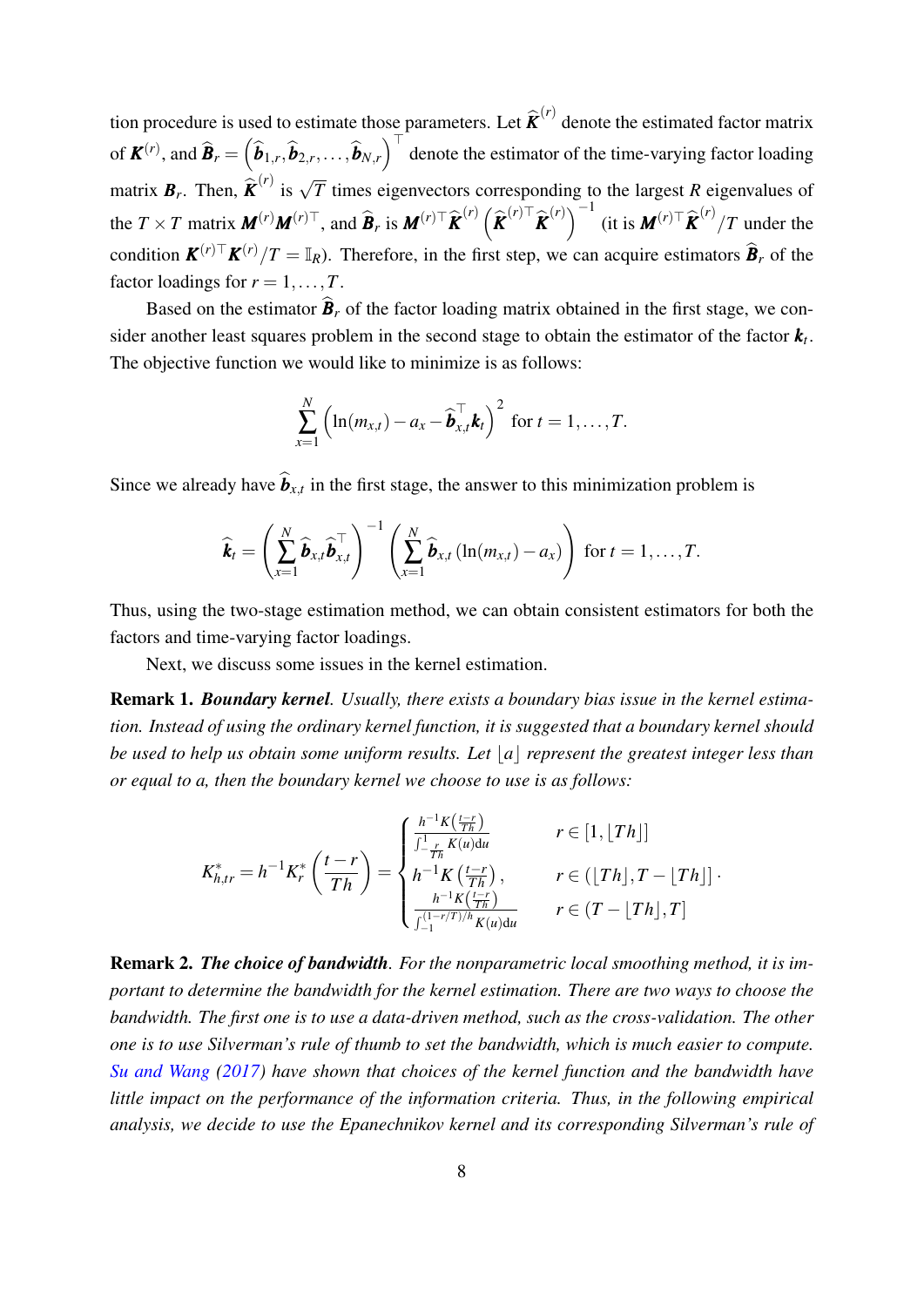tion procedure is used to estimate those parameters. Let $\widehat{\boldsymbol{K}}^{(r)}$ denote the estimated factor matrix of $\boldsymbol{K}^{(r)}$, and $\widehat{\boldsymbol{B}}_r = \left(\widehat{\boldsymbol{b}}_{1,r}, \widehat{\boldsymbol{b}}_{2,r}, \ldots, \widehat{\boldsymbol{b}}_{N,r}\right)^\top$ denote the estimator of the time-varying factor loading matrix $\boldsymbol{B}_r$. Then, $\widehat{\boldsymbol{K}}^{(r)}$ is $\sqrt{T}$ times eigenvectors corresponding to the largest $R$ eigenvalues of the $T \times T$ matrix $\boldsymbol{M}^{(r)}\boldsymbol{M}^{(r)\top}$, and $\widehat{\boldsymbol{B}}_r$ is $\boldsymbol{M}^{(r)\top}\widehat{\boldsymbol{K}}^{(r)}\left(\widehat{\boldsymbol{K}}^{(r)\top}\widehat{\boldsymbol{K}}^{(r)}\right)^{-1}$ (it is $\boldsymbol{M}^{(r)\top}\widehat{\boldsymbol{K}}^{(r)}/T$ under the condition $\boldsymbol{K}^{(r)\top}\boldsymbol{K}^{(r)}/T = \mathbb{I}_R$). Therefore, in the first step, we can acquire estimators $\widehat{\boldsymbol{B}}_r$ of the factor loadings for $r = 1, \ldots, T$.

Based on the estimator $\widehat{\boldsymbol{B}}_r$ of the factor loading matrix obtained in the first stage, we consider another least squares problem in the second stage to obtain the estimator of the factor $\boldsymbol{k}_t$. The objective function we would like to minimize is as follows:

$$\sum_{x=1}^{N}\left(\ln(m_{x,t}) - a_x - \widehat{\boldsymbol{b}}_{x,t}^\top \boldsymbol{k}_t\right)^2 \text{ for } t = 1, \ldots, T.$$

Since we already have $\widehat{\boldsymbol{b}}_{x,t}$ in the first stage, the answer to this minimization problem is

$$\widehat{\boldsymbol{k}}_t = \left(\sum_{x=1}^{N}\widehat{\boldsymbol{b}}_{x,t}\widehat{\boldsymbol{b}}_{x,t}^\top\right)^{-1}\left(\sum_{x=1}^{N}\widehat{\boldsymbol{b}}_{x,t}\left(\ln(m_{x,t}) - a_x\right)\right) \text{ for } t = 1, \ldots, T.$$

Thus, using the two-stage estimation method, we can obtain consistent estimators for both the factors and time-varying factor loadings.

Next, we discuss some issues in the kernel estimation.

**Remark 1.** ***Boundary kernel***. *Usually, there exists a boundary bias issue in the kernel estimation. Instead of using the ordinary kernel function, it is suggested that a boundary kernel should be used to help us obtain some uniform results. Let $\lfloor a \rfloor$ represent the greatest integer less than or equal to a, then the boundary kernel we choose to use is as follows:*

$$K_{h,tr}^* = h^{-1}K_r^*\left(\frac{t-r}{Th}\right) = \begin{cases} \dfrac{h^{-1}K\left(\frac{t-r}{Th}\right)}{\int_{-\frac{r}{Th}}^{1} K(u)\mathrm{d}u} & r \in [1, \lfloor Th \rfloor] \\ h^{-1}K\left(\frac{t-r}{Th}\right), & r \in (\lfloor Th \rfloor, T - \lfloor Th \rfloor] \\ \dfrac{h^{-1}K\left(\frac{t-r}{Th}\right)}{\int_{-1}^{(1-r/T)/h} K(u)\mathrm{d}u} & r \in (T - \lfloor Th \rfloor, T] \end{cases}.$$

**Remark 2.** ***The choice of bandwidth***. *For the nonparametric local smoothing method, it is important to determine the bandwidth for the kernel estimation. There are two ways to choose the bandwidth. The first one is to use a data-driven method, such as the cross-validation. The other one is to use Silverman's rule of thumb to set the bandwidth, which is much easier to compute. Su and Wang (2017) have shown that choices of the kernel function and the bandwidth have little impact on the performance of the information criteria. Thus, in the following empirical analysis, we decide to use the Epanechnikov kernel and its corresponding Silverman's rule of*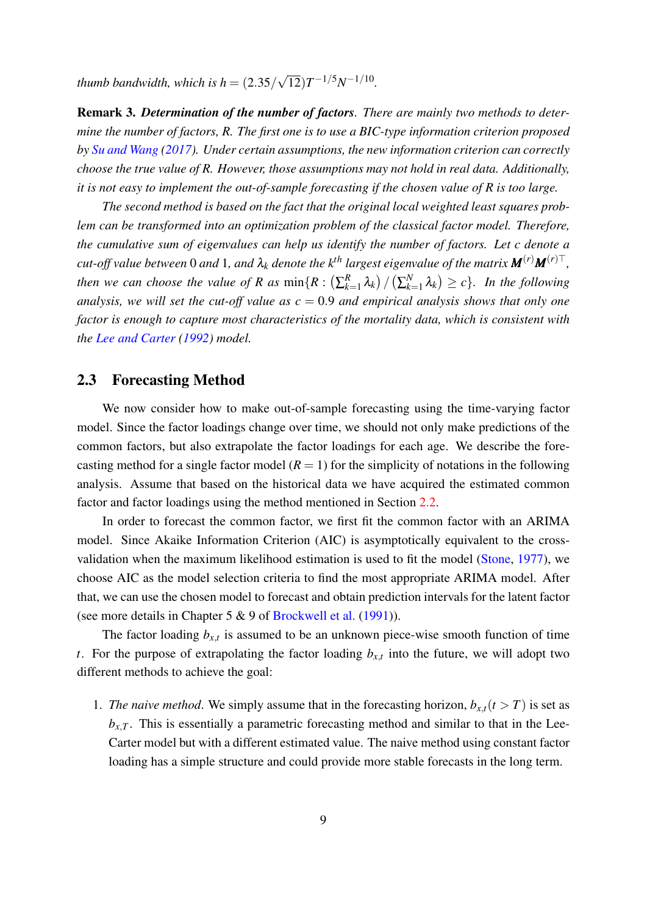*thumb bandwidth, which is $h = (2.35/\sqrt{12})T^{-1/5}N^{-1/10}$.*

**Remark 3.** ***Determination of the number of factors****. There are mainly two methods to determine the number of factors, R. The first one is to use a BIC-type information criterion proposed by Su and Wang (2017). Under certain assumptions, the new information criterion can correctly choose the true value of R. However, those assumptions may not hold in real data. Additionally, it is not easy to implement the out-of-sample forecasting if the chosen value of R is too large.*

*The second method is based on the fact that the original local weighted least squares problem can be transformed into an optimization problem of the classical factor model. Therefore, the cumulative sum of eigenvalues can help us identify the number of factors. Let c denote a cut-off value between 0 and 1, and $\lambda_k$ denote the $k^{th}$ largest eigenvalue of the matrix $\boldsymbol{M}^{(r)}\boldsymbol{M}^{(r)\top}$, then we can choose the value of R as $\min\{R : \left(\sum_{k=1}^{R}\lambda_k\right) / \left(\sum_{k=1}^{N}\lambda_k\right) \geq c\}$. In the following analysis, we will set the cut-off value as $c = 0.9$ and empirical analysis shows that only one factor is enough to capture most characteristics of the mortality data, which is consistent with the Lee and Carter (1992) model.*

### 2.3 Forecasting Method

We now consider how to make out-of-sample forecasting using the time-varying factor model. Since the factor loadings change over time, we should not only make predictions of the common factors, but also extrapolate the factor loadings for each age. We describe the forecasting method for a single factor model ($R = 1$) for the simplicity of notations in the following analysis. Assume that based on the historical data we have acquired the estimated common factor and factor loadings using the method mentioned in Section 2.2.

In order to forecast the common factor, we first fit the common factor with an ARIMA model. Since Akaike Information Criterion (AIC) is asymptotically equivalent to the cross-validation when the maximum likelihood estimation is used to fit the model (Stone, 1977), we choose AIC as the model selection criteria to find the most appropriate ARIMA model. After that, we can use the chosen model to forecast and obtain prediction intervals for the latent factor (see more details in Chapter 5 & 9 of Brockwell et al. (1991)).

The factor loading $b_{x,t}$ is assumed to be an unknown piece-wise smooth function of time $t$. For the purpose of extrapolating the factor loading $b_{x,t}$ into the future, we will adopt two different methods to achieve the goal:

1. *The naive method*. We simply assume that in the forecasting horizon, $b_{x,t}(t > T)$ is set as $b_{x,T}$. This is essentially a parametric forecasting method and similar to that in the Lee-Carter model but with a different estimated value. The naive method using constant factor loading has a simple structure and could provide more stable forecasts in the long term.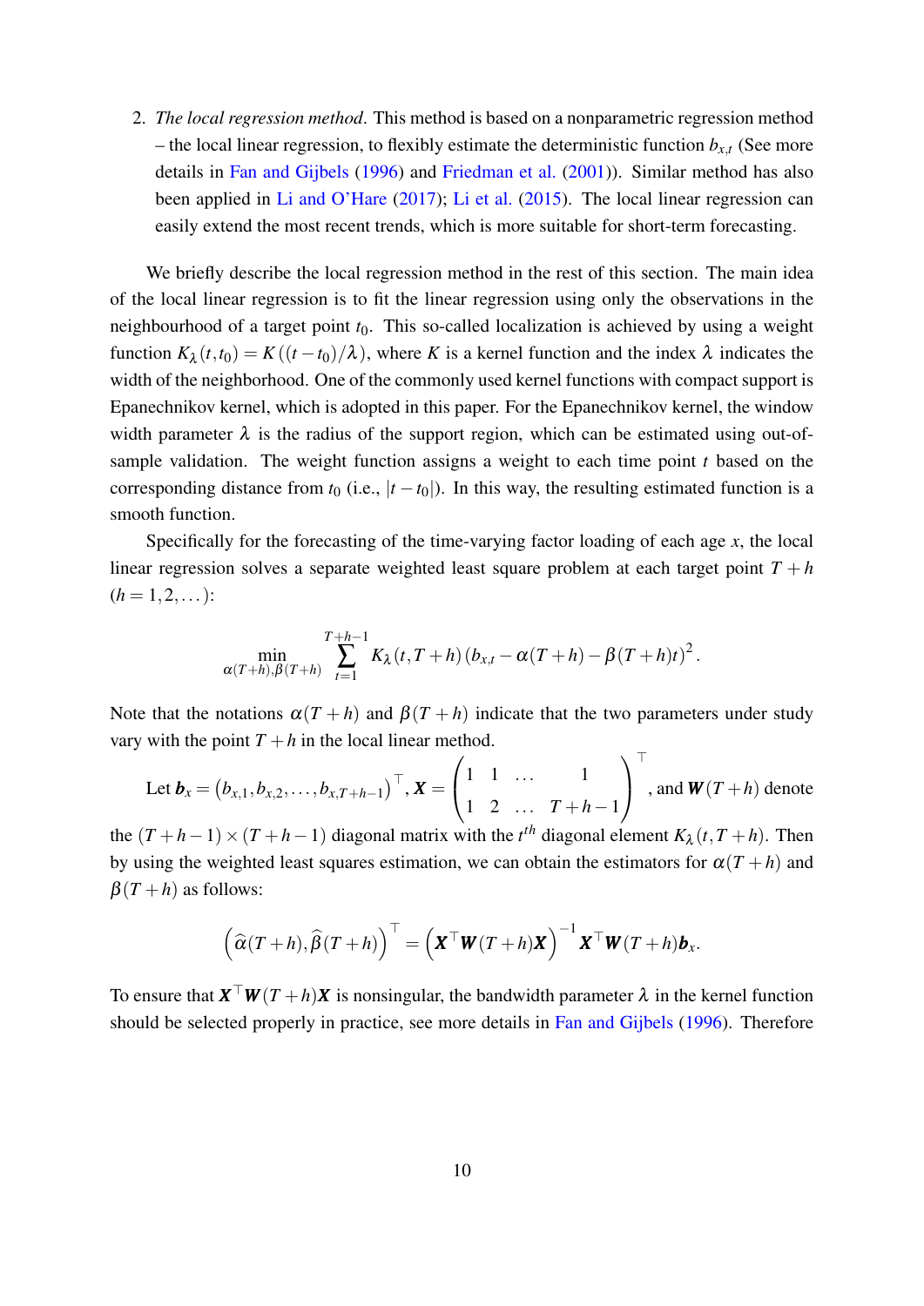2. *The local regression method*. This method is based on a nonparametric regression method – the local linear regression, to flexibly estimate the deterministic function $b_{x,t}$ (See more details in Fan and Gijbels (1996) and Friedman et al. (2001)). Similar method has also been applied in Li and O'Hare (2017); Li et al. (2015). The local linear regression can easily extend the most recent trends, which is more suitable for short-term forecasting.

We briefly describe the local regression method in the rest of this section. The main idea of the local linear regression is to fit the linear regression using only the observations in the neighbourhood of a target point $t_0$. This so-called localization is achieved by using a weight function $K_\lambda(t,t_0) = K((t-t_0)/\lambda)$, where $K$ is a kernel function and the index $\lambda$ indicates the width of the neighborhood. One of the commonly used kernel functions with compact support is Epanechnikov kernel, which is adopted in this paper. For the Epanechnikov kernel, the window width parameter $\lambda$ is the radius of the support region, which can be estimated using out-of-sample validation. The weight function assigns a weight to each time point $t$ based on the corresponding distance from $t_0$ (i.e., $|t-t_0|$). In this way, the resulting estimated function is a smooth function.

Specifically for the forecasting of the time-varying factor loading of each age $x$, the local linear regression solves a separate weighted least square problem at each target point $T+h$ ($h = 1,2,\dots$):

$$\min_{\alpha(T+h),\beta(T+h)} \sum_{t=1}^{T+h-1} K_\lambda(t,T+h)\left(b_{x,t} - \alpha(T+h) - \beta(T+h)t\right)^2.$$

Note that the notations $\alpha(T+h)$ and $\beta(T+h)$ indicate that the two parameters under study vary with the point $T+h$ in the local linear method.

Let $\boldsymbol{b}_x = \left(b_{x,1}, b_{x,2}, \dots, b_{x,T+h-1}\right)^\top$, $\boldsymbol{X} = \begin{pmatrix} 1 & 1 & \dots & 1 \\ 1 & 2 & \dots & T+h-1 \end{pmatrix}^\top$, and $\boldsymbol{W}(T+h)$ denote the $(T+h-1)\times(T+h-1)$ diagonal matrix with the $t^{th}$ diagonal element $K_\lambda(t,T+h)$. Then by using the weighted least squares estimation, we can obtain the estimators for $\alpha(T+h)$ and $\beta(T+h)$ as follows:

$$\left(\widehat{\alpha}(T+h), \widehat{\beta}(T+h)\right)^\top = \left(\boldsymbol{X}^\top \boldsymbol{W}(T+h)\boldsymbol{X}\right)^{-1} \boldsymbol{X}^\top \boldsymbol{W}(T+h)\boldsymbol{b}_x.$$

To ensure that $\boldsymbol{X}^\top \boldsymbol{W}(T+h)\boldsymbol{X}$ is nonsingular, the bandwidth parameter $\lambda$ in the kernel function should be selected properly in practice, see more details in Fan and Gijbels (1996). Therefore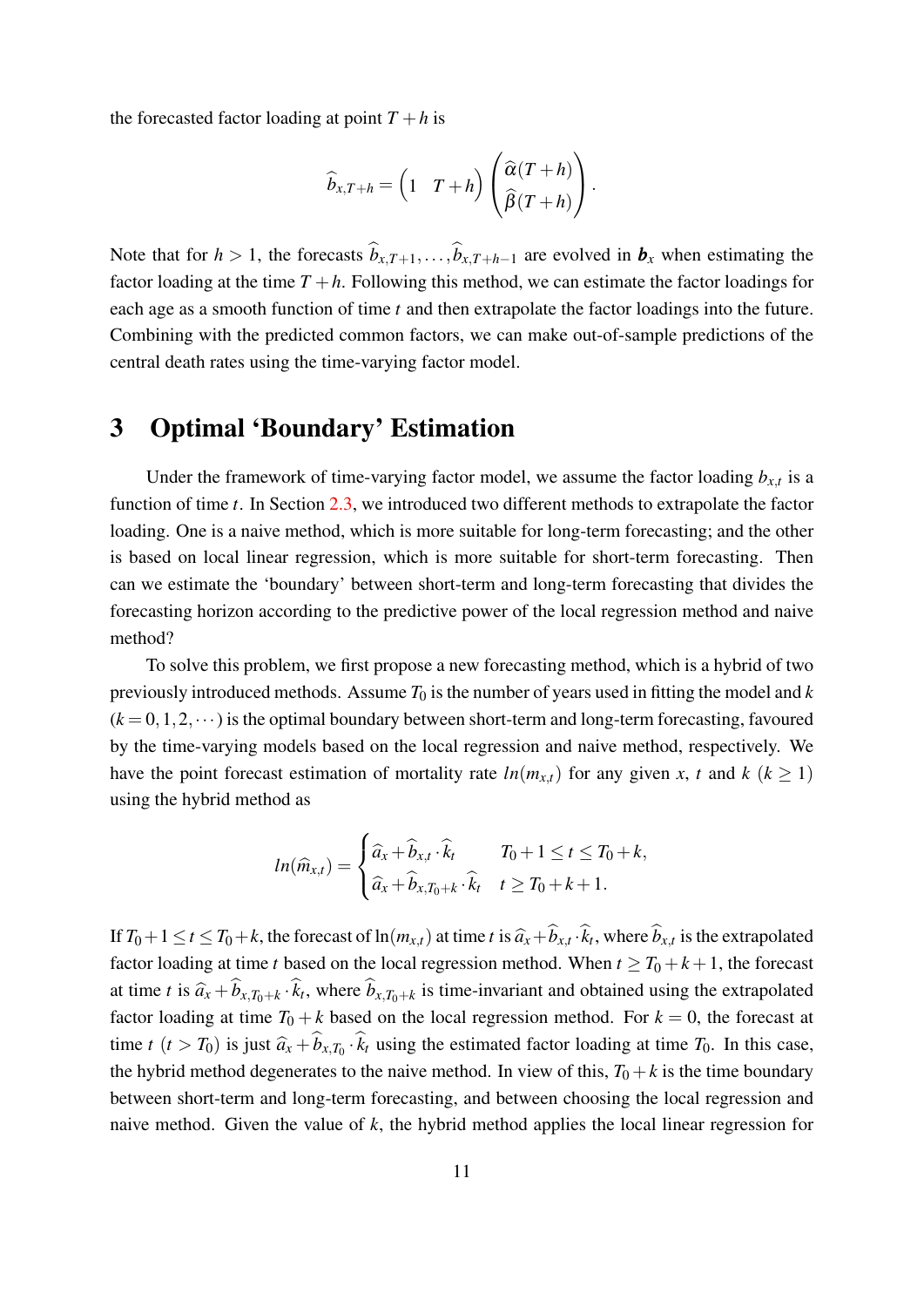the forecasted factor loading at point $T+h$ is

$$\widehat{b}_{x,T+h} = \begin{pmatrix} 1 & T+h \end{pmatrix} \begin{pmatrix} \widehat{\alpha}(T+h) \\ \widehat{\beta}(T+h) \end{pmatrix}.$$

Note that for $h > 1$, the forecasts $\widehat{b}_{x,T+1}, \ldots, \widehat{b}_{x,T+h-1}$ are evolved in $\boldsymbol{b}_x$ when estimating the factor loading at the time $T+h$. Following this method, we can estimate the factor loadings for each age as a smooth function of time $t$ and then extrapolate the factor loadings into the future. Combining with the predicted common factors, we can make out-of-sample predictions of the central death rates using the time-varying factor model.

# 3 Optimal 'Boundary' Estimation

Under the framework of time-varying factor model, we assume the factor loading $b_{x,t}$ is a function of time $t$. In Section 2.3, we introduced two different methods to extrapolate the factor loading. One is a naive method, which is more suitable for long-term forecasting; and the other is based on local linear regression, which is more suitable for short-term forecasting. Then can we estimate the 'boundary' between short-term and long-term forecasting that divides the forecasting horizon according to the predictive power of the local regression method and naive method?

To solve this problem, we first propose a new forecasting method, which is a hybrid of two previously introduced methods. Assume $T_0$ is the number of years used in fitting the model and $k$ ($k = 0, 1, 2, \cdots$) is the optimal boundary between short-term and long-term forecasting, favoured by the time-varying models based on the local regression and naive method, respectively. We have the point forecast estimation of mortality rate $ln(m_{x,t})$ for any given $x$, $t$ and $k$ ($k \geq 1$) using the hybrid method as

$$ln(\widehat{m}_{x,t}) = \begin{cases} \widehat{a}_x + \widehat{b}_{x,t} \cdot \widehat{k}_t & T_0 + 1 \leq t \leq T_0 + k, \\ \widehat{a}_x + \widehat{b}_{x,T_0+k} \cdot \widehat{k}_t & t \geq T_0 + k + 1. \end{cases}$$

If $T_0 + 1 \leq t \leq T_0 + k$, the forecast of $\ln(m_{x,t})$ at time $t$ is $\widehat{a}_x + \widehat{b}_{x,t} \cdot \widehat{k}_t$, where $\widehat{b}_{x,t}$ is the extrapolated factor loading at time $t$ based on the local regression method. When $t \geq T_0 + k + 1$, the forecast at time $t$ is $\widehat{a}_x + \widehat{b}_{x,T_0+k} \cdot \widehat{k}_t$, where $\widehat{b}_{x,T_0+k}$ is time-invariant and obtained using the extrapolated factor loading at time $T_0 + k$ based on the local regression method. For $k = 0$, the forecast at time $t$ ($t > T_0$) is just $\widehat{a}_x + \widehat{b}_{x,T_0} \cdot \widehat{k}_t$ using the estimated factor loading at time $T_0$. In this case, the hybrid method degenerates to the naive method. In view of this, $T_0 + k$ is the time boundary between short-term and long-term forecasting, and between choosing the local regression and naive method. Given the value of $k$, the hybrid method applies the local linear regression for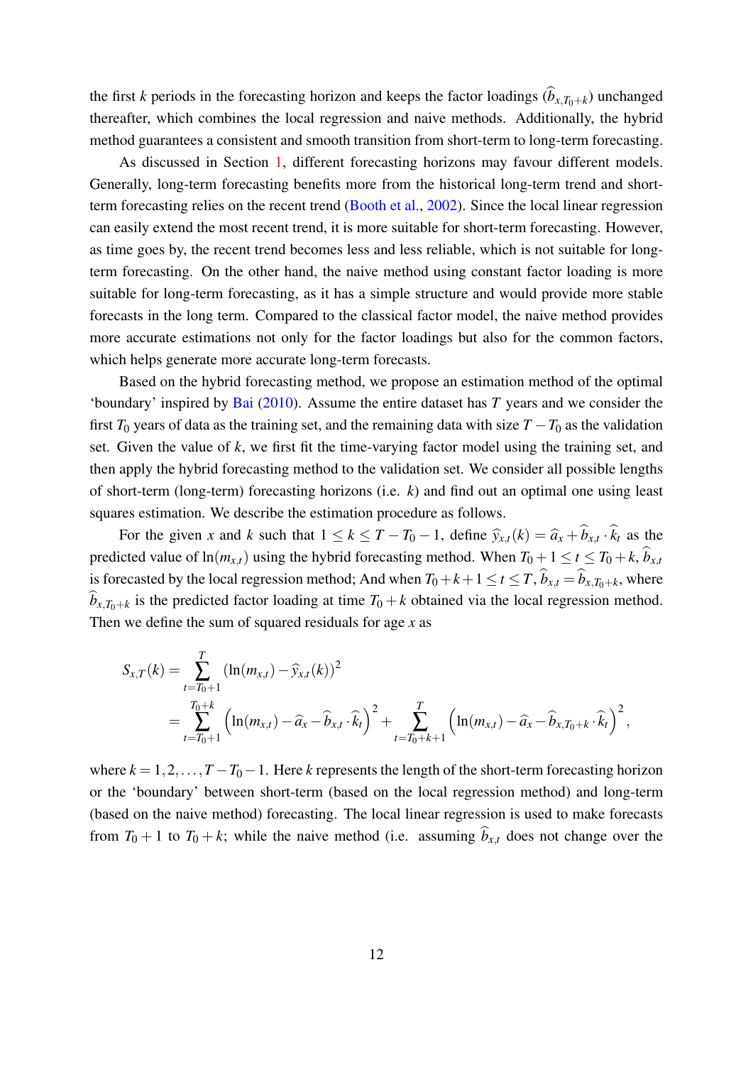the first $k$ periods in the forecasting horizon and keeps the factor loadings ($\widehat{b}_{x,T_0+k}$) unchanged thereafter, which combines the local regression and naive methods. Additionally, the hybrid method guarantees a consistent and smooth transition from short-term to long-term forecasting.

As discussed in Section 1, different forecasting horizons may favour different models. Generally, long-term forecasting benefits more from the historical long-term trend and short-term forecasting relies on the recent trend (Booth et al., 2002). Since the local linear regression can easily extend the most recent trend, it is more suitable for short-term forecasting. However, as time goes by, the recent trend becomes less and less reliable, which is not suitable for long-term forecasting. On the other hand, the naive method using constant factor loading is more suitable for long-term forecasting, as it has a simple structure and would provide more stable forecasts in the long term. Compared to the classical factor model, the naive method provides more accurate estimations not only for the factor loadings but also for the common factors, which helps generate more accurate long-term forecasts.

Based on the hybrid forecasting method, we propose an estimation method of the optimal 'boundary' inspired by Bai (2010). Assume the entire dataset has $T$ years and we consider the first $T_0$ years of data as the training set, and the remaining data with size $T-T_0$ as the validation set. Given the value of $k$, we first fit the time-varying factor model using the training set, and then apply the hybrid forecasting method to the validation set. We consider all possible lengths of short-term (long-term) forecasting horizons (i.e. $k$) and find out an optimal one using least squares estimation. We describe the estimation procedure as follows.

For the given $x$ and $k$ such that $1 \leq k \leq T-T_0-1$, define $\widehat{y}_{x,t}(k) = \widehat{a}_x + \widehat{b}_{x,t} \cdot \widehat{k}_t$ as the predicted value of $\ln(m_{x,t})$ using the hybrid forecasting method. When $T_0+1 \leq t \leq T_0+k$, $\widehat{b}_{x,t}$ is forecasted by the local regression method; And when $T_0+k+1 \leq t \leq T$, $\widehat{b}_{x,t} = \widehat{b}_{x,T_0+k}$, where $\widehat{b}_{x,T_0+k}$ is the predicted factor loading at time $T_0+k$ obtained via the local regression method. Then we define the sum of squared residuals for age $x$ as

$$
\begin{aligned}
S_{x,T}(k) &= \sum_{t=T_0+1}^{T} \left(\ln(m_{x,t}) - \widehat{y}_{x,t}(k)\right)^2 \\
&= \sum_{t=T_0+1}^{T_0+k} \left(\ln(m_{x,t}) - \widehat{a}_x - \widehat{b}_{x,t} \cdot \widehat{k}_t\right)^2 + \sum_{t=T_0+k+1}^{T} \left(\ln(m_{x,t}) - \widehat{a}_x - \widehat{b}_{x,T_0+k} \cdot \widehat{k}_t\right)^2,
\end{aligned}
$$

where $k = 1, 2, \ldots, T-T_0-1$. Here $k$ represents the length of the short-term forecasting horizon or the 'boundary' between short-term (based on the local regression method) and long-term (based on the naive method) forecasting. The local linear regression is used to make forecasts from $T_0+1$ to $T_0+k$; while the naive method (i.e. assuming $\widehat{b}_{x,t}$ does not change over the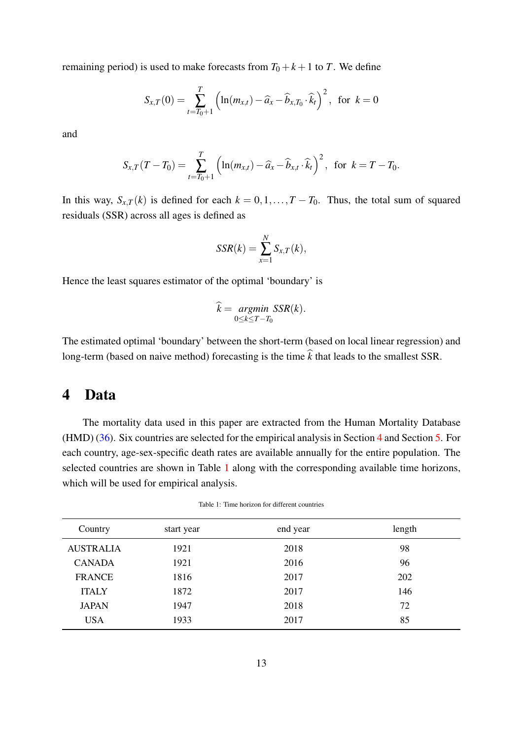remaining period) is used to make forecasts from $T_0 + k + 1$ to $T$. We define

$$S_{x,T}(0) = \sum_{t=T_0+1}^{T} \left( \ln(m_{x,t}) - \widehat{a}_x - \widehat{b}_{x,T_0} \cdot \widehat{k}_t \right)^2, \text{ for } k = 0$$

and

$$S_{x,T}(T - T_0) = \sum_{t=T_0+1}^{T} \left( \ln(m_{x,t}) - \widehat{a}_x - \widehat{b}_{x,t} \cdot \widehat{k}_t \right)^2, \text{ for } k = T - T_0.$$

In this way, $S_{x,T}(k)$ is defined for each $k = 0, 1, \ldots, T - T_0$. Thus, the total sum of squared residuals (SSR) across all ages is defined as

$$SSR(k) = \sum_{x=1}^{N} S_{x,T}(k),$$

Hence the least squares estimator of the optimal 'boundary' is

$$\widehat{k} = \underset{0 \leq k \leq T - T_0}{argmin} \; SSR(k).$$

The estimated optimal 'boundary' between the short-term (based on local linear regression) and long-term (based on naive method) forecasting is the time $\widehat{k}$ that leads to the smallest SSR.

# 4 Data

The mortality data used in this paper are extracted from the Human Mortality Database (HMD) (36). Six countries are selected for the empirical analysis in Section 4 and Section 5. For each country, age-sex-specific death rates are available annually for the entire population. The selected countries are shown in Table 1 along with the corresponding available time horizons, which will be used for empirical analysis.

Table 1: Time horizon for different countries

| Country | start year | end year | length |
|---|---|---|---|
| AUSTRALIA | 1921 | 2018 | 98 |
| CANADA | 1921 | 2016 | 96 |
| FRANCE | 1816 | 2017 | 202 |
| ITALY | 1872 | 2017 | 146 |
| JAPAN | 1947 | 2018 | 72 |
| USA | 1933 | 2017 | 85 |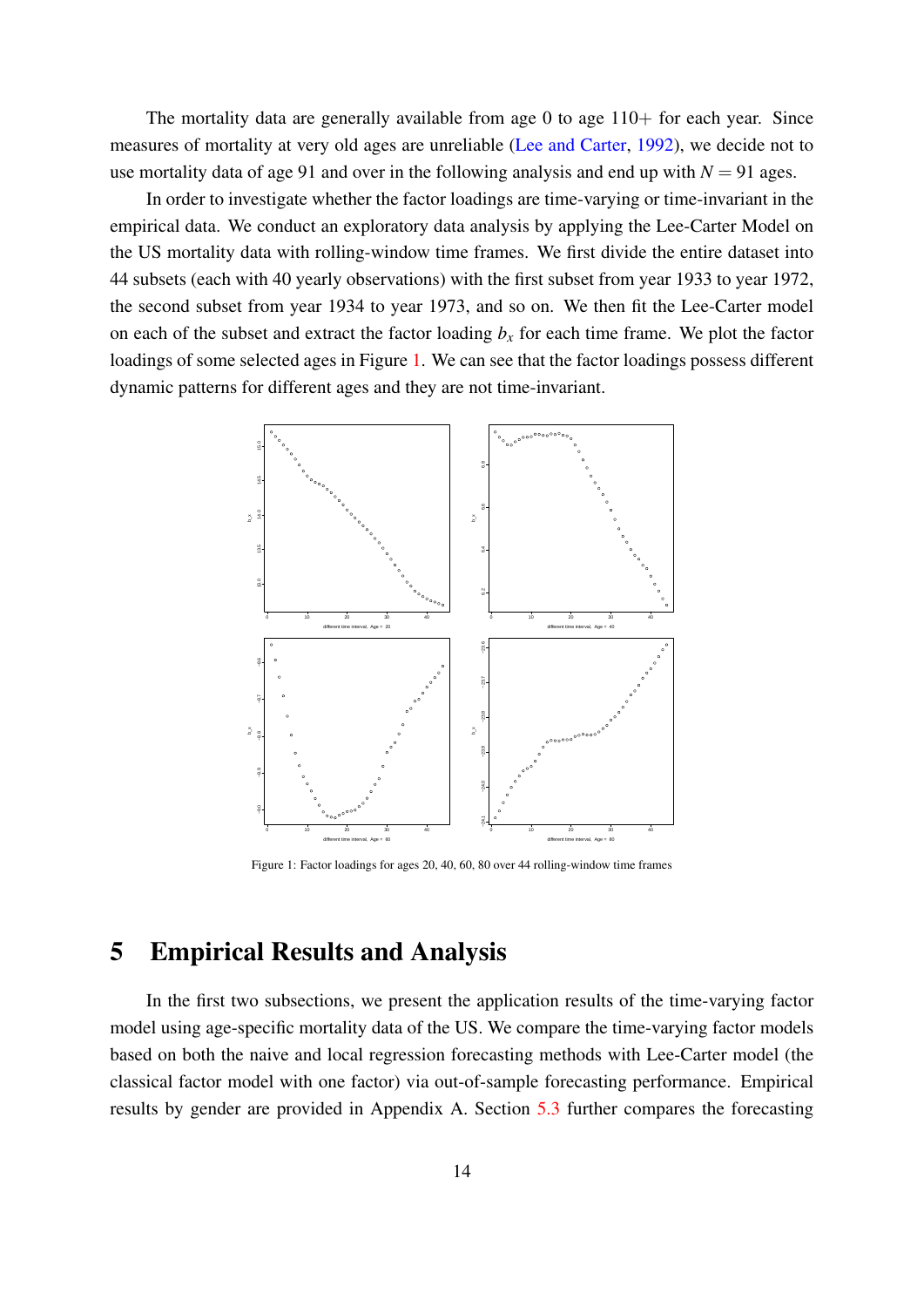The mortality data are generally available from age 0 to age 110+ for each year. Since measures of mortality at very old ages are unreliable (Lee and Carter, 1992), we decide not to use mortality data of age 91 and over in the following analysis and end up with $N = 91$ ages.

In order to investigate whether the factor loadings are time-varying or time-invariant in the empirical data. We conduct an exploratory data analysis by applying the Lee-Carter Model on the US mortality data with rolling-window time frames. We first divide the entire dataset into 44 subsets (each with 40 yearly observations) with the first subset from year 1933 to year 1972, the second subset from year 1934 to year 1973, and so on. We then fit the Lee-Carter model on each of the subset and extract the factor loading $b_x$ for each time frame. We plot the factor loadings of some selected ages in Figure 1. We can see that the factor loadings possess different dynamic patterns for different ages and they are not time-invariant.

Figure 1: Factor loadings for ages 20, 40, 60, 80 over 44 rolling-window time frames

# 5 Empirical Results and Analysis

In the first two subsections, we present the application results of the time-varying factor model using age-specific mortality data of the US. We compare the time-varying factor models based on both the naive and local regression forecasting methods with Lee-Carter model (the classical factor model with one factor) via out-of-sample forecasting performance. Empirical results by gender are provided in Appendix A. Section 5.3 further compares the forecasting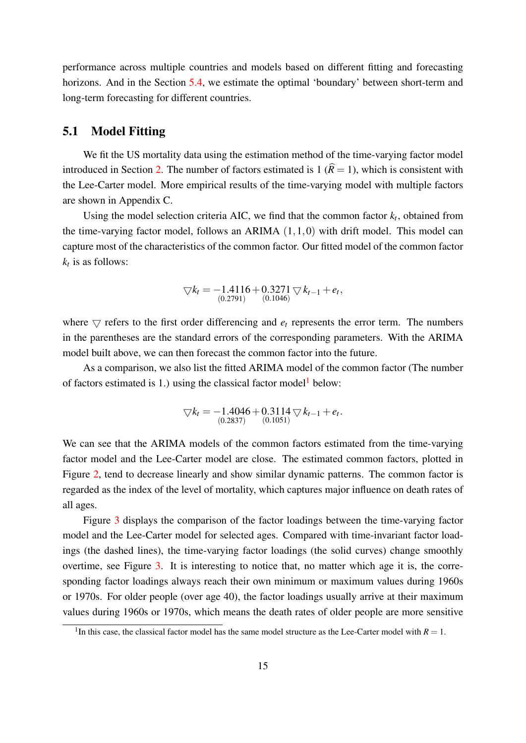performance across multiple countries and models based on different fitting and forecasting horizons. And in the Section 5.4, we estimate the optimal 'boundary' between short-term and long-term forecasting for different countries.

## 5.1 Model Fitting

We fit the US mortality data using the estimation method of the time-varying factor model introduced in Section 2. The number of factors estimated is 1 ($\widehat{R} = 1$), which is consistent with the Lee-Carter model. More empirical results of the time-varying model with multiple factors are shown in Appendix C.

Using the model selection criteria AIC, we find that the common factor $k_t$, obtained from the time-varying factor model, follows an ARIMA $(1,1,0)$ with drift model. This model can capture most of the characteristics of the common factor. Our fitted model of the common factor $k_t$ is as follows:

$$\triangledown k_t = \underset{(0.2791)}{-1.4116} + \underset{(0.1046)}{0.3271} \triangledown k_{t-1} + e_t,$$

where $\triangledown$ refers to the first order differencing and $e_t$ represents the error term. The numbers in the parentheses are the standard errors of the corresponding parameters. With the ARIMA model built above, we can then forecast the common factor into the future.

As a comparison, we also list the fitted ARIMA model of the common factor (The number of factors estimated is 1.) using the classical factor model[1] below:

$$\triangledown k_t = \underset{(0.2837)}{-1.4046} + \underset{(0.1051)}{0.3114} \triangledown k_{t-1} + e_t.$$

We can see that the ARIMA models of the common factors estimated from the time-varying factor model and the Lee-Carter model are close. The estimated common factors, plotted in Figure 2, tend to decrease linearly and show similar dynamic patterns. The common factor is regarded as the index of the level of mortality, which captures major influence on death rates of all ages.

Figure 3 displays the comparison of the factor loadings between the time-varying factor model and the Lee-Carter model for selected ages. Compared with time-invariant factor loadings (the dashed lines), the time-varying factor loadings (the solid curves) change smoothly overtime, see Figure 3. It is interesting to notice that, no matter which age it is, the corresponding factor loadings always reach their own minimum or maximum values during 1960s or 1970s. For older people (over age 40), the factor loadings usually arrive at their maximum values during 1960s or 1970s, which means the death rates of older people are more sensitive

[1] In this case, the classical factor model has the same model structure as the Lee-Carter model with $R = 1$.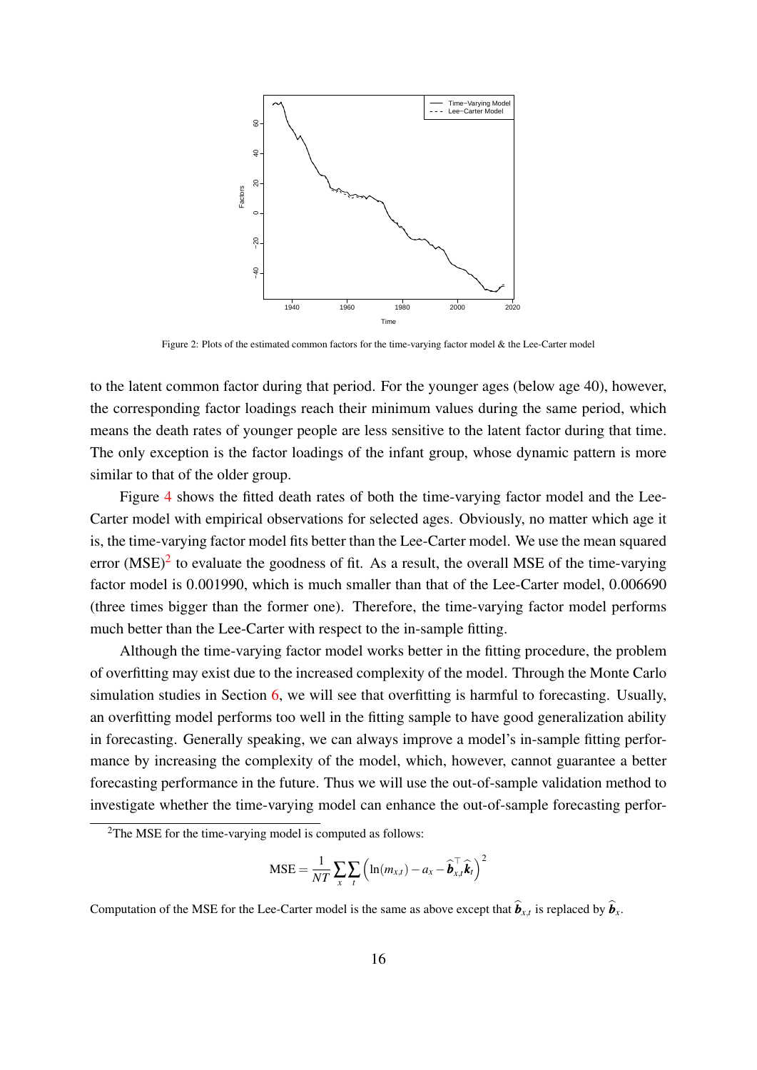Figure 2: Plots of the estimated common factors for the time-varying factor model & the Lee-Carter model

to the latent common factor during that period. For the younger ages (below age 40), however, the corresponding factor loadings reach their minimum values during the same period, which means the death rates of younger people are less sensitive to the latent factor during that time. The only exception is the factor loadings of the infant group, whose dynamic pattern is more similar to that of the older group.

Figure 4 shows the fitted death rates of both the time-varying factor model and the Lee-Carter model with empirical observations for selected ages. Obviously, no matter which age it is, the time-varying factor model fits better than the Lee-Carter model. We use the mean squared error (MSE)[2] to evaluate the goodness of fit. As a result, the overall MSE of the time-varying factor model is 0.001990, which is much smaller than that of the Lee-Carter model, 0.006690 (three times bigger than the former one). Therefore, the time-varying factor model performs much better than the Lee-Carter with respect to the in-sample fitting.

Although the time-varying factor model works better in the fitting procedure, the problem of overfitting may exist due to the increased complexity of the model. Through the Monte Carlo simulation studies in Section 6, we will see that overfitting is harmful to forecasting. Usually, an overfitting model performs too well in the fitting sample to have good generalization ability in forecasting. Generally speaking, we can always improve a model's in-sample fitting performance by increasing the complexity of the model, which, however, cannot guarantee a better forecasting performance in the future. Thus we will use the out-of-sample validation method to investigate whether the time-varying model can enhance the out-of-sample forecasting perfor-

[2]The MSE for the time-varying model is computed as follows:

$$\text{MSE} = \frac{1}{NT}\sum_{x}\sum_{t}\left(\ln(m_{x,t}) - a_x - \widehat{\boldsymbol{b}}_{x,t}^{\top}\widehat{\boldsymbol{k}}_t\right)^2$$

Computation of the MSE for the Lee-Carter model is the same as above except that $\widehat{\boldsymbol{b}}_{x,t}$ is replaced by $\widehat{\boldsymbol{b}}_x$.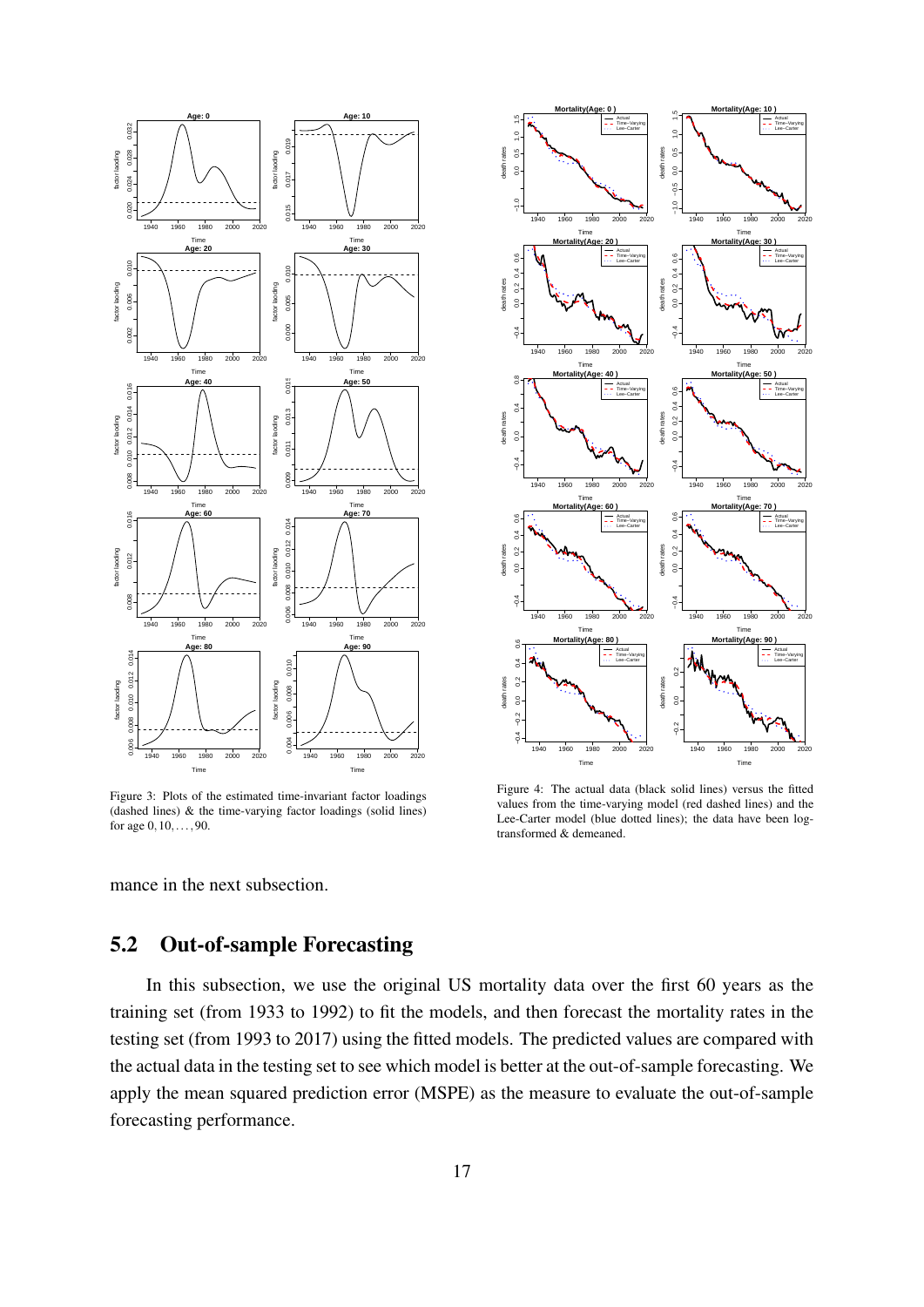Figure 3: Plots of the estimated time-invariant factor loadings (dashed lines) & the time-varying factor loadings (solid lines) for age $0, 10, \ldots, 90$.

Figure 4: The actual data (black solid lines) versus the fitted values from the time-varying model (red dashed lines) and the Lee-Carter model (blue dotted lines); the data have been log-transformed & demeaned.

mance in the next subsection.

## 5.2 Out-of-sample Forecasting

In this subsection, we use the original US mortality data over the first 60 years as the training set (from 1933 to 1992) to fit the models, and then forecast the mortality rates in the testing set (from 1993 to 2017) using the fitted models. The predicted values are compared with the actual data in the testing set to see which model is better at the out-of-sample forecasting. We apply the mean squared prediction error (MSPE) as the measure to evaluate the out-of-sample forecasting performance.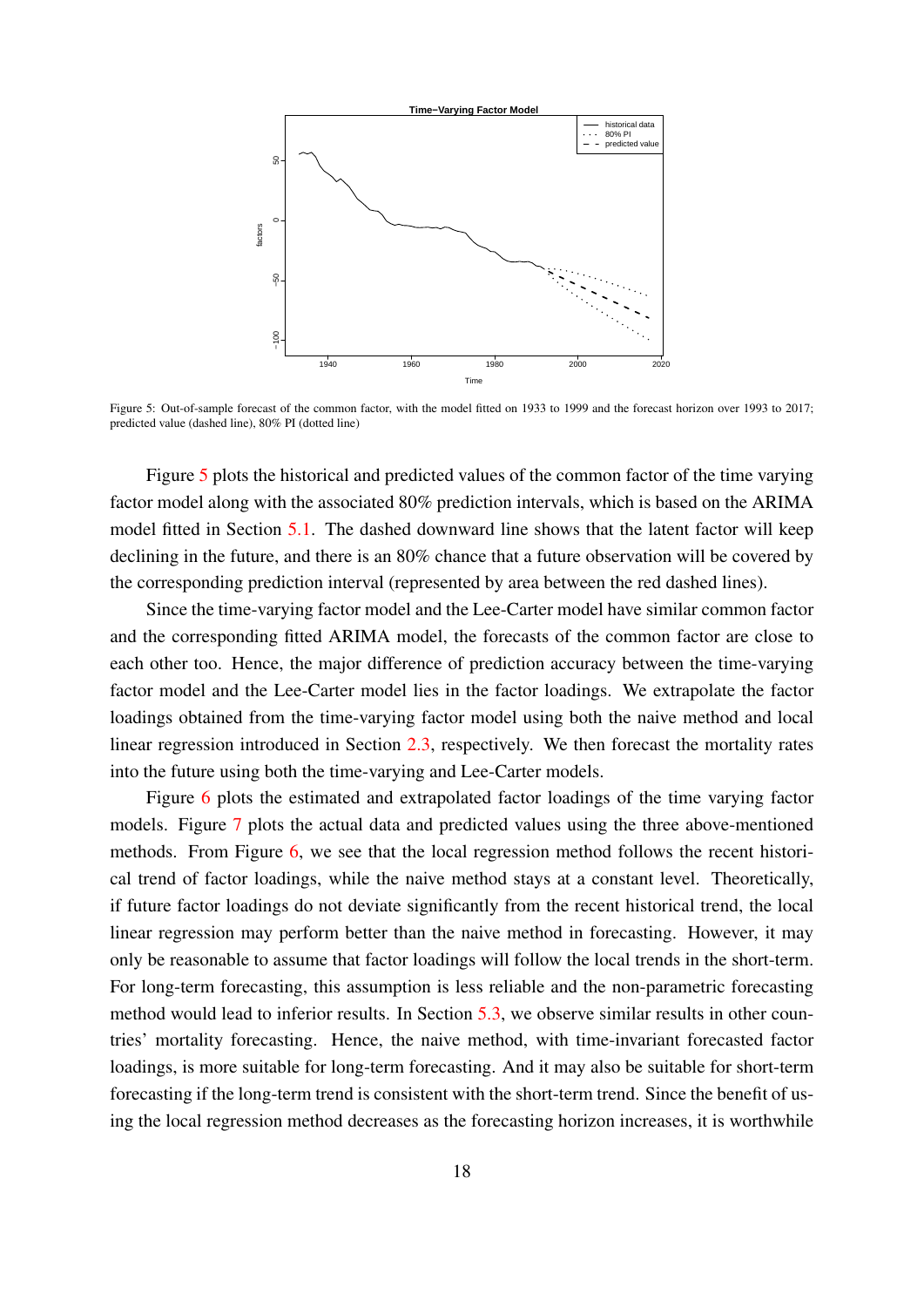Figure 5: Out-of-sample forecast of the common factor, with the model fitted on 1933 to 1999 and the forecast horizon over 1993 to 2017; predicted value (dashed line), 80% PI (dotted line)

Figure 5 plots the historical and predicted values of the common factor of the time varying factor model along with the associated 80% prediction intervals, which is based on the ARIMA model fitted in Section 5.1. The dashed downward line shows that the latent factor will keep declining in the future, and there is an 80% chance that a future observation will be covered by the corresponding prediction interval (represented by area between the red dashed lines).

Since the time-varying factor model and the Lee-Carter model have similar common factor and the corresponding fitted ARIMA model, the forecasts of the common factor are close to each other too. Hence, the major difference of prediction accuracy between the time-varying factor model and the Lee-Carter model lies in the factor loadings. We extrapolate the factor loadings obtained from the time-varying factor model using both the naive method and local linear regression introduced in Section 2.3, respectively. We then forecast the mortality rates into the future using both the time-varying and Lee-Carter models.

Figure 6 plots the estimated and extrapolated factor loadings of the time varying factor models. Figure 7 plots the actual data and predicted values using the three above-mentioned methods. From Figure 6, we see that the local regression method follows the recent historical trend of factor loadings, while the naive method stays at a constant level. Theoretically, if future factor loadings do not deviate significantly from the recent historical trend, the local linear regression may perform better than the naive method in forecasting. However, it may only be reasonable to assume that factor loadings will follow the local trends in the short-term. For long-term forecasting, this assumption is less reliable and the non-parametric forecasting method would lead to inferior results. In Section 5.3, we observe similar results in other countries' mortality forecasting. Hence, the naive method, with time-invariant forecasted factor loadings, is more suitable for long-term forecasting. And it may also be suitable for short-term forecasting if the long-term trend is consistent with the short-term trend. Since the benefit of using the local regression method decreases as the forecasting horizon increases, it is worthwhile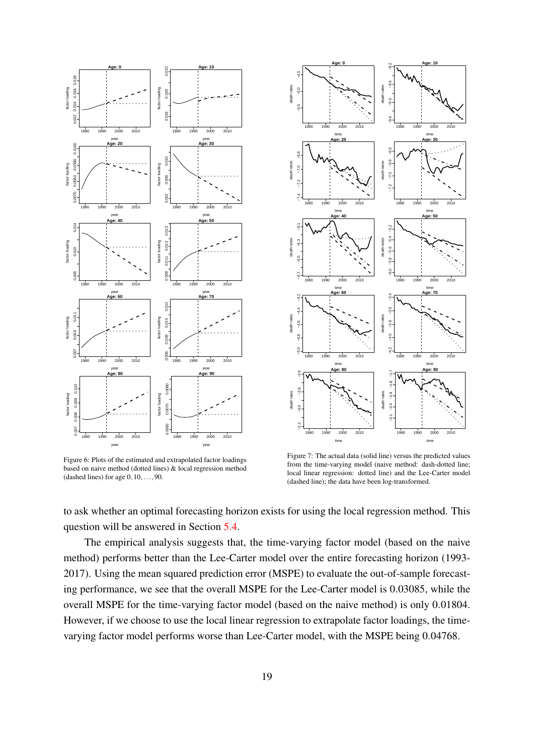Figure 6: Plots of the estimated and extrapolated factor loadings based on naive method (dotted lines) & local regression method (dashed lines) for age $0, 10, \ldots, 90$.

Figure 7: The actual data (solid line) versus the predicted values from the time-varying model (naive method: dash-dotted line; local linear regression: dotted line) and the Lee-Carter model (dashed line); the data have been log-transformed.

to ask whether an optimal forecasting horizon exists for using the local regression method. This question will be answered in Section 5.4.

The empirical analysis suggests that, the time-varying factor model (based on the naive method) performs better than the Lee-Carter model over the entire forecasting horizon (1993-2017). Using the mean squared prediction error (MSPE) to evaluate the out-of-sample forecasting performance, we see that the overall MSPE for the Lee-Carter model is 0.03085, while the overall MSPE for the time-varying factor model (based on the naive method) is only 0.01804. However, if we choose to use the local linear regression to extrapolate factor loadings, the time-varying factor model performs worse than Lee-Carter model, with the MSPE being 0.04768.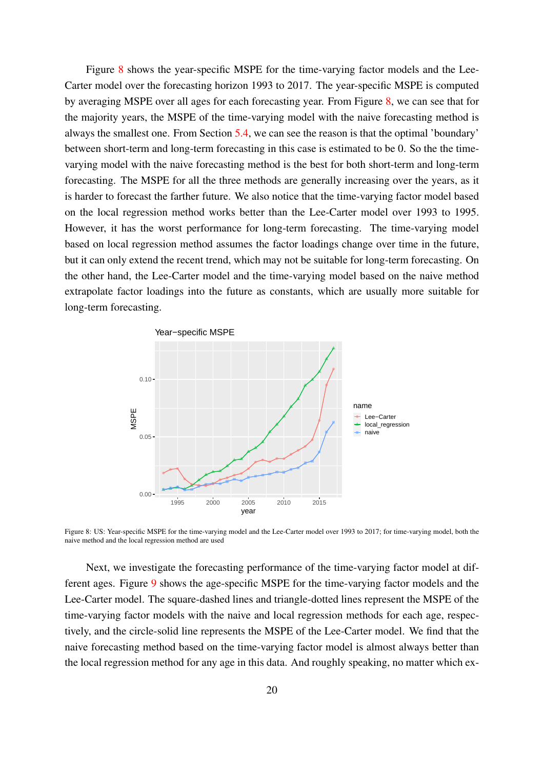Figure 8 shows the year-specific MSPE for the time-varying factor models and the Lee-Carter model over the forecasting horizon 1993 to 2017. The year-specific MSPE is computed by averaging MSPE over all ages for each forecasting year. From Figure 8, we can see that for the majority years, the MSPE of the time-varying model with the naive forecasting method is always the smallest one. From Section 5.4, we can see the reason is that the optimal 'boundary' between short-term and long-term forecasting in this case is estimated to be 0. So the the time-varying model with the naive forecasting method is the best for both short-term and long-term forecasting. The MSPE for all the three methods are generally increasing over the years, as it is harder to forecast the farther future. We also notice that the time-varying factor model based on the local regression method works better than the Lee-Carter model over 1993 to 1995. However, it has the worst performance for long-term forecasting. The time-varying model based on local regression method assumes the factor loadings change over time in the future, but it can only extend the recent trend, which may not be suitable for long-term forecasting. On the other hand, the Lee-Carter model and the time-varying model based on the naive method extrapolate factor loadings into the future as constants, which are usually more suitable for long-term forecasting.

Figure 8: US: Year-specific MSPE for the time-varying model and the Lee-Carter model over 1993 to 2017; for time-varying model, both the naive method and the local regression method are used

Next, we investigate the forecasting performance of the time-varying factor model at different ages. Figure 9 shows the age-specific MSPE for the time-varying factor models and the Lee-Carter model. The square-dashed lines and triangle-dotted lines represent the MSPE of the time-varying factor models with the naive and local regression methods for each age, respectively, and the circle-solid line represents the MSPE of the Lee-Carter model. We find that the naive forecasting method based on the time-varying factor model is almost always better than the local regression method for any age in this data. And roughly speaking, no matter which ex-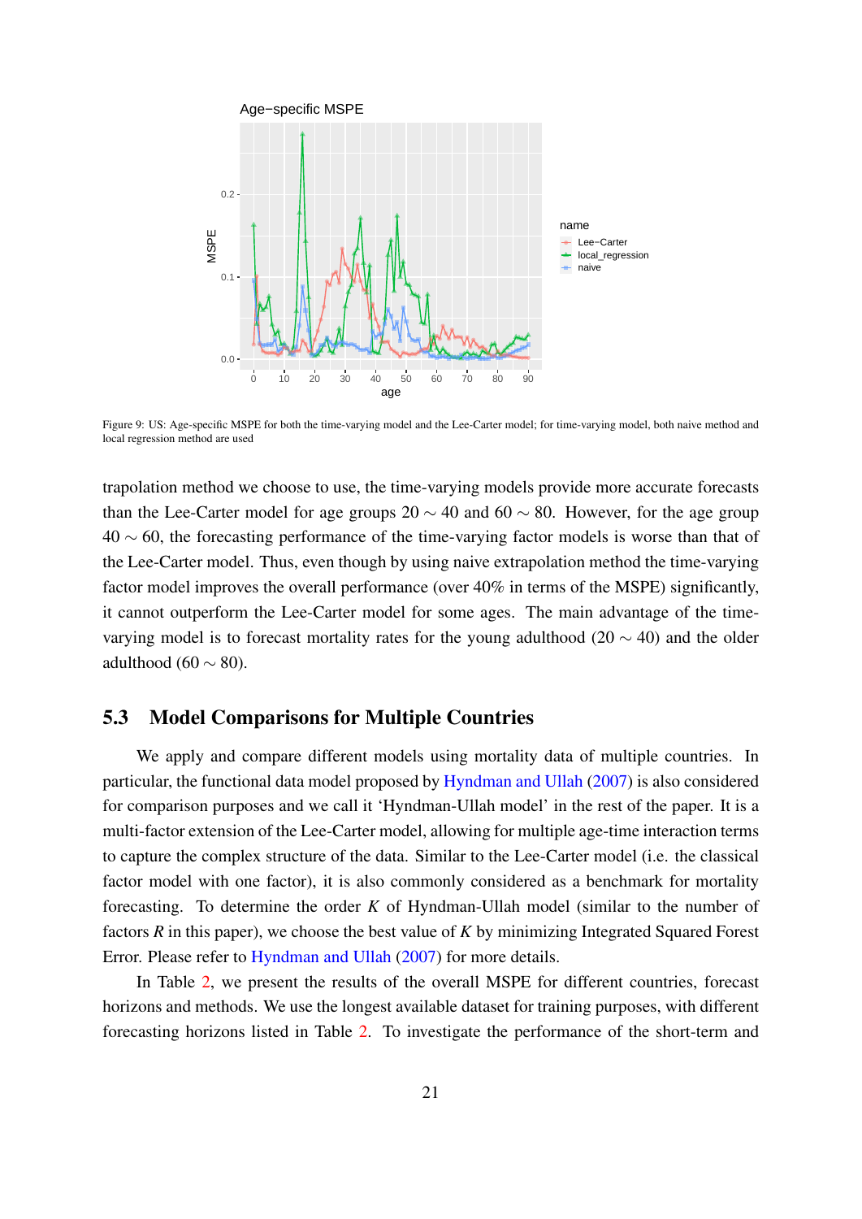Figure 9: US: Age-specific MSPE for both the time-varying model and the Lee-Carter model; for time-varying model, both naive method and local regression method are used

trapolation method we choose to use, the time-varying models provide more accurate forecasts than the Lee-Carter model for age groups $20 \sim 40$ and $60 \sim 80$. However, for the age group $40 \sim 60$, the forecasting performance of the time-varying factor models is worse than that of the Lee-Carter model. Thus, even though by using naive extrapolation method the time-varying factor model improves the overall performance (over 40% in terms of the MSPE) significantly, it cannot outperform the Lee-Carter model for some ages. The main advantage of the time-varying model is to forecast mortality rates for the young adulthood ($20 \sim 40$) and the older adulthood ($60 \sim 80$).

## 5.3 Model Comparisons for Multiple Countries

We apply and compare different models using mortality data of multiple countries. In particular, the functional data model proposed by Hyndman and Ullah (2007) is also considered for comparison purposes and we call it 'Hyndman-Ullah model' in the rest of the paper. It is a multi-factor extension of the Lee-Carter model, allowing for multiple age-time interaction terms to capture the complex structure of the data. Similar to the Lee-Carter model (i.e. the classical factor model with one factor), it is also commonly considered as a benchmark for mortality forecasting. To determine the order $K$ of Hyndman-Ullah model (similar to the number of factors $R$ in this paper), we choose the best value of $K$ by minimizing Integrated Squared Forest Error. Please refer to Hyndman and Ullah (2007) for more details.

In Table 2, we present the results of the overall MSPE for different countries, forecast horizons and methods. We use the longest available dataset for training purposes, with different forecasting horizons listed in Table 2. To investigate the performance of the short-term and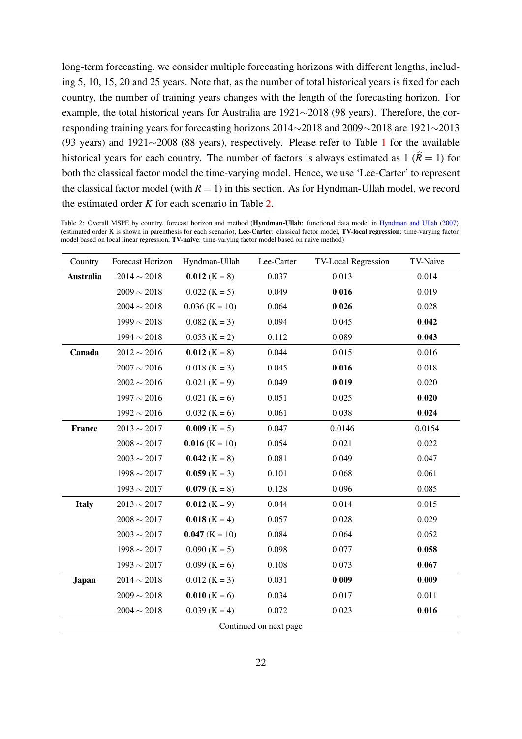long-term forecasting, we consider multiple forecasting horizons with different lengths, including 5, 10, 15, 20 and 25 years. Note that, as the number of total historical years is fixed for each country, the number of training years changes with the length of the forecasting horizon. For example, the total historical years for Australia are 1921∼2018 (98 years). Therefore, the corresponding training years for forecasting horizons 2014∼2018 and 2009∼2018 are 1921∼2013 (93 years) and 1921∼2008 (88 years), respectively. Please refer to Table 1 for the available historical years for each country. The number of factors is always estimated as 1 ($\widehat{R} = 1$) for both the classical factor model the time-varying model. Hence, we use 'Lee-Carter' to represent the classical factor model (with $R = 1$) in this section. As for Hyndman-Ullah model, we record the estimated order $K$ for each scenario in Table 2.

Table 2: Overall MSPE by country, forecast horizon and method (**Hyndman-Ullah**: functional data model in Hyndman and Ullah (2007) (estimated order K is shown in parenthesis for each scenario), **Lee-Carter**: classical factor model, **TV-local regression**: time-varying factor model based on local linear regression, **TV-naive**: time-varying factor model based on naive method)

| Country | Forecast Horizon | Hyndman-Ullah | Lee-Carter | TV-Local Regression | TV-Naive |
|---|---|---|---|---|---|
| **Australia** | 2014 ∼ 2018 | **0.012** (K = 8) | 0.037 | 0.013 | 0.014 |
| | 2009 ∼ 2018 | 0.022 (K = 5) | 0.049 | **0.016** | 0.019 |
| | 2004 ∼ 2018 | 0.036 (K = 10) | 0.064 | **0.026** | 0.028 |
| | 1999 ∼ 2018 | 0.082 (K = 3) | 0.094 | 0.045 | **0.042** |
| | 1994 ∼ 2018 | 0.053 (K = 2) | 0.112 | 0.089 | **0.043** |
| **Canada** | 2012 ∼ 2016 | **0.012** (K = 8) | 0.044 | 0.015 | 0.016 |
| | 2007 ∼ 2016 | 0.018 (K = 3) | 0.045 | **0.016** | 0.018 |
| | 2002 ∼ 2016 | 0.021 (K = 9) | 0.049 | **0.019** | 0.020 |
| | 1997 ∼ 2016 | 0.021 (K = 6) | 0.051 | 0.025 | **0.020** |
| | 1992 ∼ 2016 | 0.032 (K = 6) | 0.061 | 0.038 | **0.024** |
| **France** | 2013 ∼ 2017 | **0.009** (K = 5) | 0.047 | 0.0146 | 0.0154 |
| | 2008 ∼ 2017 | **0.016** (K = 10) | 0.054 | 0.021 | 0.022 |
| | 2003 ∼ 2017 | **0.042** (K = 8) | 0.081 | 0.049 | 0.047 |
| | 1998 ∼ 2017 | **0.059** (K = 3) | 0.101 | 0.068 | 0.061 |
| | 1993 ∼ 2017 | **0.079** (K = 8) | 0.128 | 0.096 | 0.085 |
| **Italy** | 2013 ∼ 2017 | **0.012** (K = 9) | 0.044 | 0.014 | 0.015 |
| | 2008 ∼ 2017 | **0.018** (K = 4) | 0.057 | 0.028 | 0.029 |
| | 2003 ∼ 2017 | **0.047** (K = 10) | 0.084 | 0.064 | 0.052 |
| | 1998 ∼ 2017 | 0.090 (K = 5) | 0.098 | 0.077 | **0.058** |
| | 1993 ∼ 2017 | 0.099 (K = 6) | 0.108 | 0.073 | **0.067** |
| **Japan** | 2014 ∼ 2018 | 0.012 (K = 3) | 0.031 | **0.009** | **0.009** |
| | 2009 ∼ 2018 | **0.010** (K = 6) | 0.034 | 0.017 | 0.011 |
| | 2004 ∼ 2018 | 0.039 (K = 4) | 0.072 | 0.023 | **0.016** |
| Continued on next page | | | | | |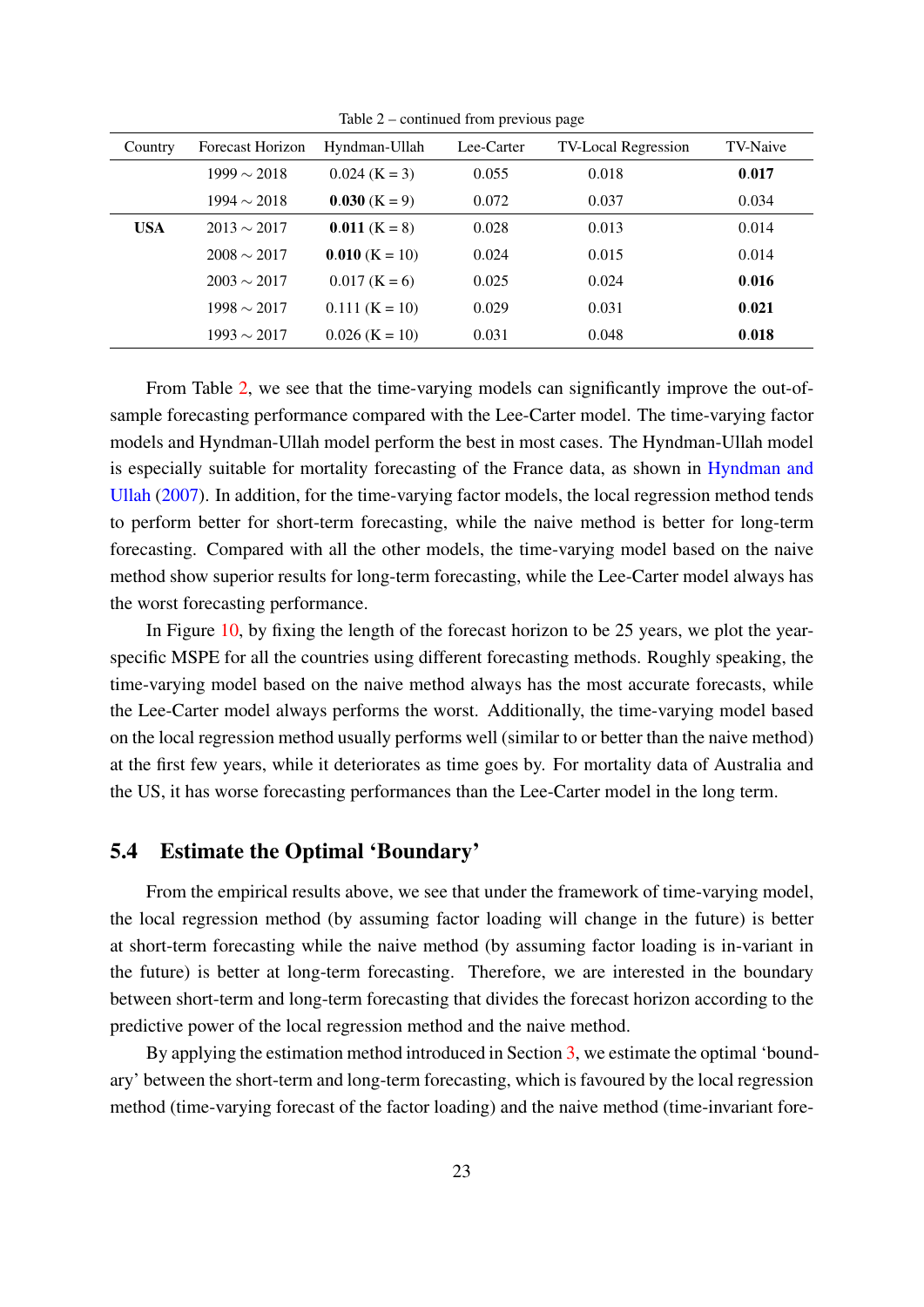Table 2 – continued from previous page

| Country | Forecast Horizon | Hyndman-Ullah | Lee-Carter | TV-Local Regression | TV-Naive |
|---|---|---|---|---|---|
| | 1999 ∼ 2018 | 0.024 (K = 3) | 0.055 | 0.018 | **0.017** |
| | 1994 ∼ 2018 | **0.030** (K = 9) | 0.072 | 0.037 | 0.034 |
| **USA** | 2013 ∼ 2017 | **0.011** (K = 8) | 0.028 | 0.013 | 0.014 |
| | 2008 ∼ 2017 | **0.010** (K = 10) | 0.024 | 0.015 | 0.014 |
| | 2003 ∼ 2017 | 0.017 (K = 6) | 0.025 | 0.024 | **0.016** |
| | 1998 ∼ 2017 | 0.111 (K = 10) | 0.029 | 0.031 | **0.021** |
| | 1993 ∼ 2017 | 0.026 (K = 10) | 0.031 | 0.048 | **0.018** |

From Table 2, we see that the time-varying models can significantly improve the out-of-sample forecasting performance compared with the Lee-Carter model. The time-varying factor models and Hyndman-Ullah model perform the best in most cases. The Hyndman-Ullah model is especially suitable for mortality forecasting of the France data, as shown in Hyndman and Ullah (2007). In addition, for the time-varying factor models, the local regression method tends to perform better for short-term forecasting, while the naive method is better for long-term forecasting. Compared with all the other models, the time-varying model based on the naive method show superior results for long-term forecasting, while the Lee-Carter model always has the worst forecasting performance.

In Figure 10, by fixing the length of the forecast horizon to be 25 years, we plot the year-specific MSPE for all the countries using different forecasting methods. Roughly speaking, the time-varying model based on the naive method always has the most accurate forecasts, while the Lee-Carter model always performs the worst. Additionally, the time-varying model based on the local regression method usually performs well (similar to or better than the naive method) at the first few years, while it deteriorates as time goes by. For mortality data of Australia and the US, it has worse forecasting performances than the Lee-Carter model in the long term.

### 5.4 Estimate the Optimal 'Boundary'

From the empirical results above, we see that under the framework of time-varying model, the local regression method (by assuming factor loading will change in the future) is better at short-term forecasting while the naive method (by assuming factor loading is in-variant in the future) is better at long-term forecasting. Therefore, we are interested in the boundary between short-term and long-term forecasting that divides the forecast horizon according to the predictive power of the local regression method and the naive method.

By applying the estimation method introduced in Section 3, we estimate the optimal 'boundary' between the short-term and long-term forecasting, which is favoured by the local regression method (time-varying forecast of the factor loading) and the naive method (time-invariant fore-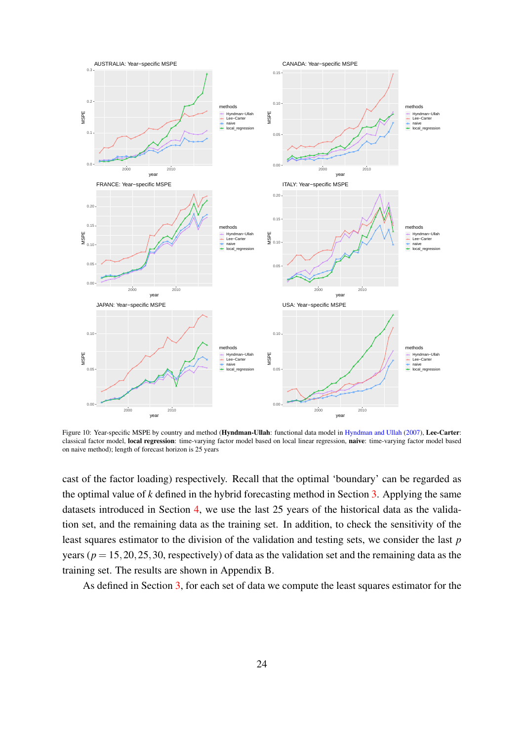Figure 10: Year-specific MSPE by country and method (**Hyndman-Ullah**: functional data model in Hyndman and Ullah (2007), **Lee-Carter**: classical factor model, **local regression**: time-varying factor model based on local linear regression, **naive**: time-varying factor model based on naive method); length of forecast horizon is 25 years

cast of the factor loading) respectively. Recall that the optimal 'boundary' can be regarded as the optimal value of $k$ defined in the hybrid forecasting method in Section 3. Applying the same datasets introduced in Section 4, we use the last 25 years of the historical data as the validation set, and the remaining data as the training set. In addition, to check the sensitivity of the least squares estimator to the division of the validation and testing sets, we consider the last $p$ years ($p = 15, 20, 25, 30$, respectively) of data as the validation set and the remaining data as the training set. The results are shown in Appendix B.

As defined in Section 3, for each set of data we compute the least squares estimator for the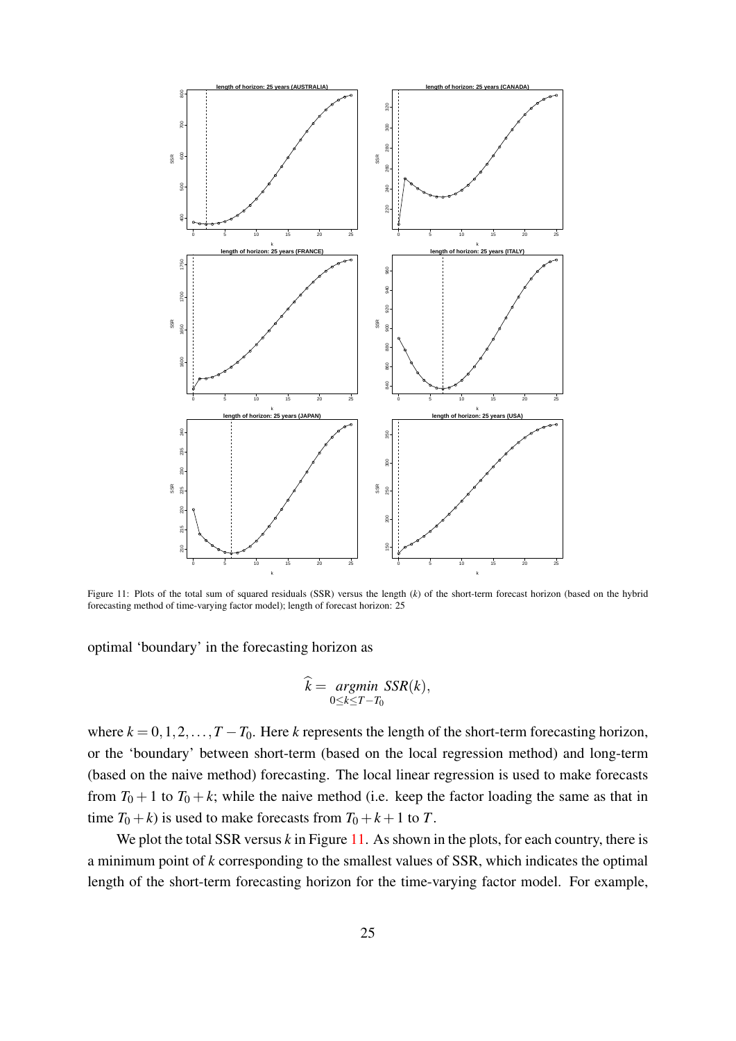Figure 11: Plots of the total sum of squared residuals (SSR) versus the length ($k$) of the short-term forecast horizon (based on the hybrid forecasting method of time-varying factor model); length of forecast horizon: 25

optimal 'boundary' in the forecasting horizon as

$$\widehat{k} = \underset{0 \le k \le T - T_0}{argmin} \; SSR(k),$$

where $k = 0, 1, 2, \ldots, T - T_0$. Here $k$ represents the length of the short-term forecasting horizon, or the 'boundary' between short-term (based on the local regression method) and long-term (based on the naive method) forecasting. The local linear regression is used to make forecasts from $T_0 + 1$ to $T_0 + k$; while the naive method (i.e. keep the factor loading the same as that in time $T_0 + k$) is used to make forecasts from $T_0 + k + 1$ to $T$.

We plot the total SSR versus $k$ in Figure 11. As shown in the plots, for each country, there is a minimum point of $k$ corresponding to the smallest values of SSR, which indicates the optimal length of the short-term forecasting horizon for the time-varying factor model. For example,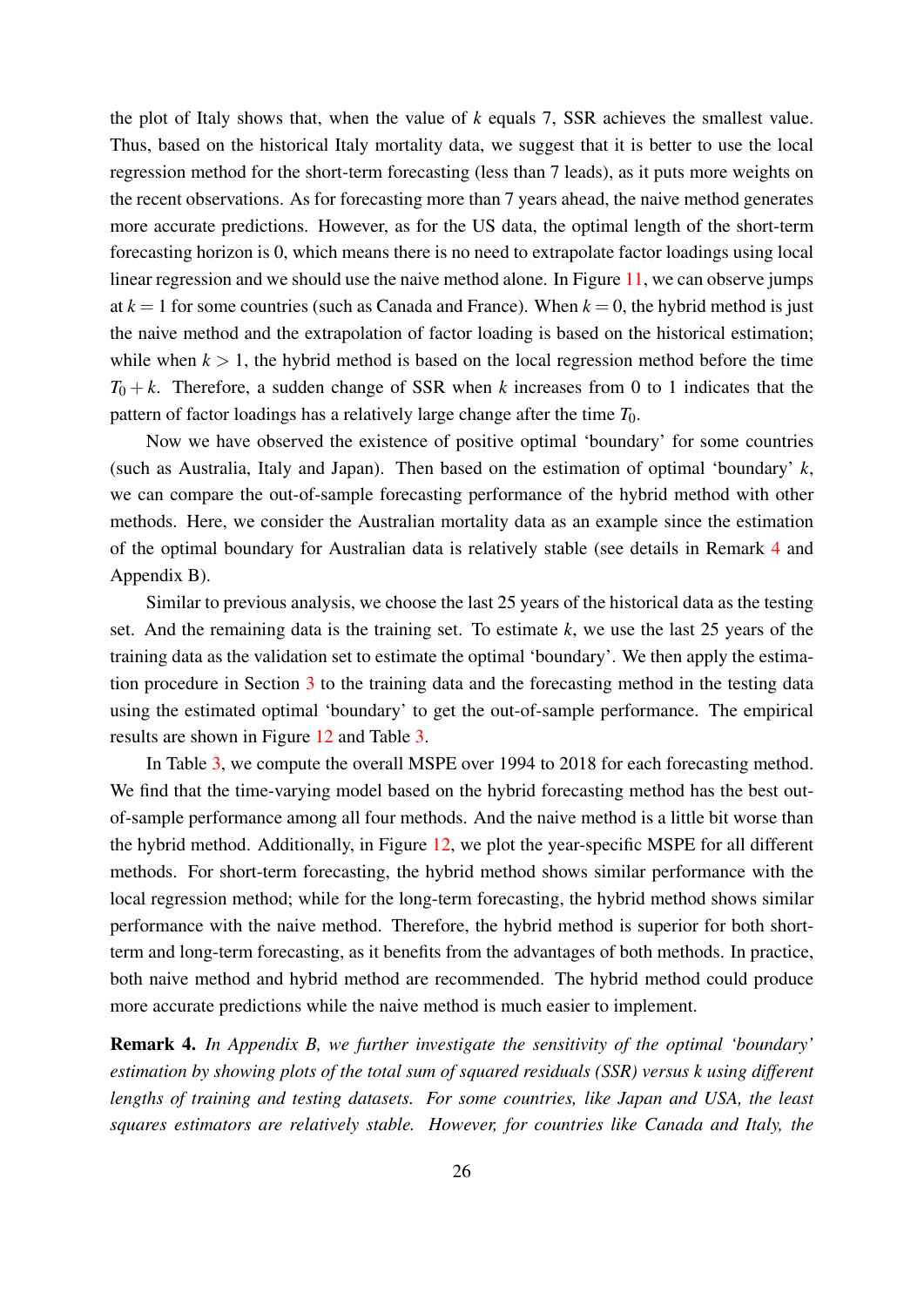the plot of Italy shows that, when the value of $k$ equals 7, SSR achieves the smallest value. Thus, based on the historical Italy mortality data, we suggest that it is better to use the local regression method for the short-term forecasting (less than 7 leads), as it puts more weights on the recent observations. As for forecasting more than 7 years ahead, the naive method generates more accurate predictions. However, as for the US data, the optimal length of the short-term forecasting horizon is 0, which means there is no need to extrapolate factor loadings using local linear regression and we should use the naive method alone. In Figure 11, we can observe jumps at $k = 1$ for some countries (such as Canada and France). When $k = 0$, the hybrid method is just the naive method and the extrapolation of factor loading is based on the historical estimation; while when $k > 1$, the hybrid method is based on the local regression method before the time $T_0 + k$. Therefore, a sudden change of SSR when $k$ increases from 0 to 1 indicates that the pattern of factor loadings has a relatively large change after the time $T_0$.

Now we have observed the existence of positive optimal 'boundary' for some countries (such as Australia, Italy and Japan). Then based on the estimation of optimal 'boundary' $k$, we can compare the out-of-sample forecasting performance of the hybrid method with other methods. Here, we consider the Australian mortality data as an example since the estimation of the optimal boundary for Australian data is relatively stable (see details in Remark 4 and Appendix B).

Similar to previous analysis, we choose the last 25 years of the historical data as the testing set. And the remaining data is the training set. To estimate $k$, we use the last 25 years of the training data as the validation set to estimate the optimal 'boundary'. We then apply the estimation procedure in Section 3 to the training data and the forecasting method in the testing data using the estimated optimal 'boundary' to get the out-of-sample performance. The empirical results are shown in Figure 12 and Table 3.

In Table 3, we compute the overall MSPE over 1994 to 2018 for each forecasting method. We find that the time-varying model based on the hybrid forecasting method has the best out-of-sample performance among all four methods. And the naive method is a little bit worse than the hybrid method. Additionally, in Figure 12, we plot the year-specific MSPE for all different methods. For short-term forecasting, the hybrid method shows similar performance with the local regression method; while for the long-term forecasting, the hybrid method shows similar performance with the naive method. Therefore, the hybrid method is superior for both short-term and long-term forecasting, as it benefits from the advantages of both methods. In practice, both naive method and hybrid method are recommended. The hybrid method could produce more accurate predictions while the naive method is much easier to implement.

**Remark 4.** *In Appendix B, we further investigate the sensitivity of the optimal 'boundary' estimation by showing plots of the total sum of squared residuals (SSR) versus k using different lengths of training and testing datasets. For some countries, like Japan and USA, the least squares estimators are relatively stable. However, for countries like Canada and Italy, the*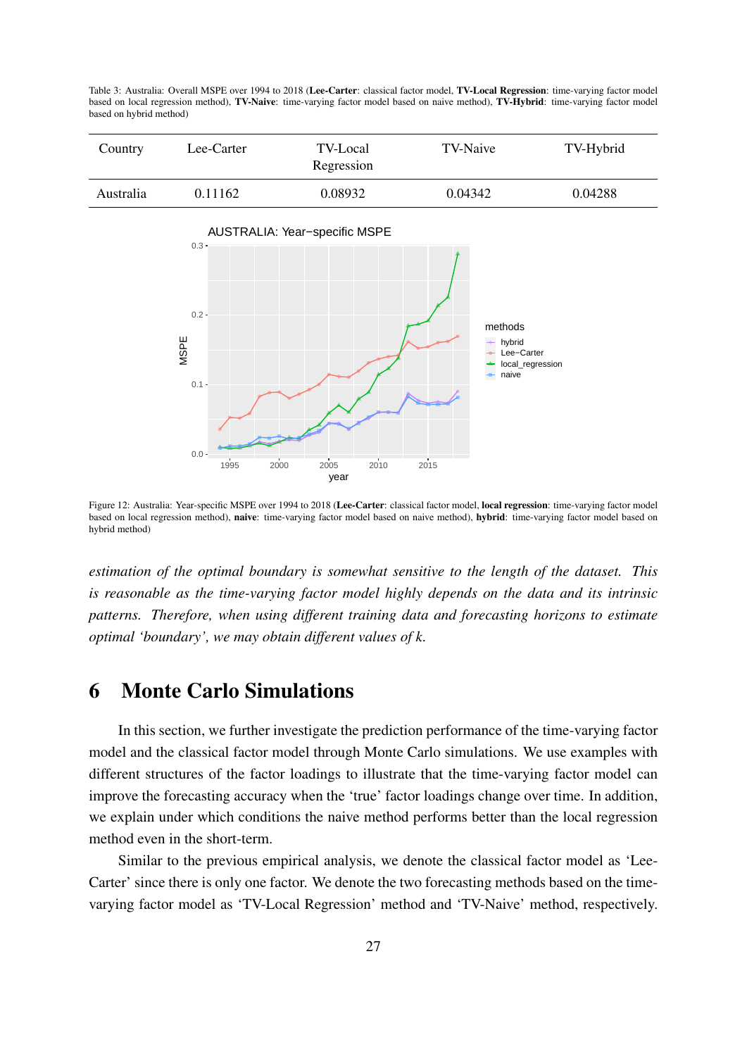Table 3: Australia: Overall MSPE over 1994 to 2018 (**Lee-Carter**: classical factor model, **TV-Local Regression**: time-varying factor model based on local regression method), **TV-Naive**: time-varying factor model based on naive method), **TV-Hybrid**: time-varying factor model based on hybrid method)

| Country | Lee-Carter | TV-Local Regression | TV-Naive | TV-Hybrid |
|---|---|---|---|---|
| Australia | 0.11162 | 0.08932 | 0.04342 | 0.04288 |

Figure 12: Australia: Year-specific MSPE over 1994 to 2018 (**Lee-Carter**: classical factor model, **local regression**: time-varying factor model based on local regression method), **naive**: time-varying factor model based on naive method), **hybrid**: time-varying factor model based on hybrid method)

*estimation of the optimal boundary is somewhat sensitive to the length of the dataset. This is reasonable as the time-varying factor model highly depends on the data and its intrinsic patterns. Therefore, when using different training data and forecasting horizons to estimate optimal 'boundary', we may obtain different values of k.*

# 6 Monte Carlo Simulations

In this section, we further investigate the prediction performance of the time-varying factor model and the classical factor model through Monte Carlo simulations. We use examples with different structures of the factor loadings to illustrate that the time-varying factor model can improve the forecasting accuracy when the 'true' factor loadings change over time. In addition, we explain under which conditions the naive method performs better than the local regression method even in the short-term.

Similar to the previous empirical analysis, we denote the classical factor model as 'Lee-Carter' since there is only one factor. We denote the two forecasting methods based on the time-varying factor model as 'TV-Local Regression' method and 'TV-Naive' method, respectively.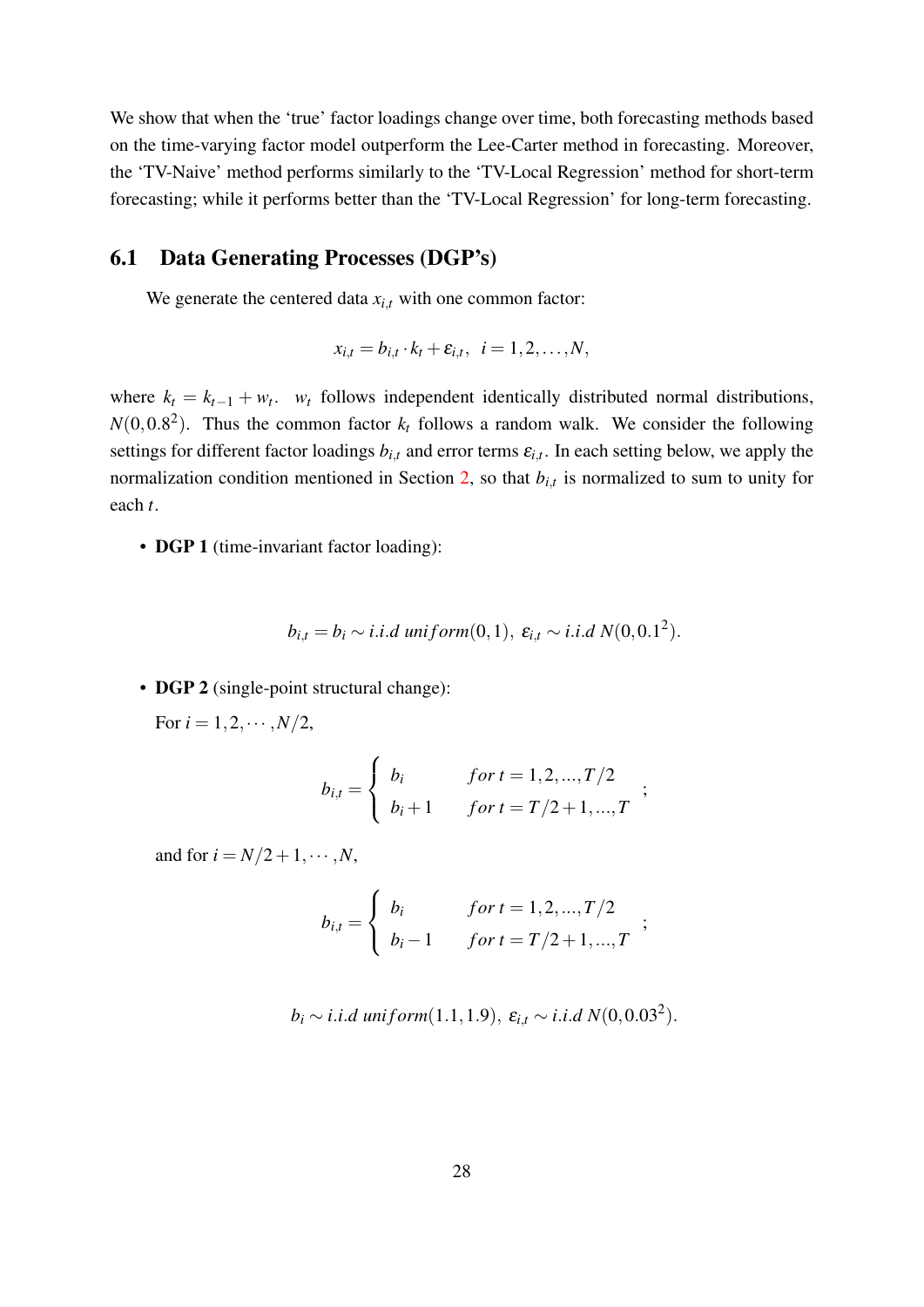We show that when the 'true' factor loadings change over time, both forecasting methods based on the time-varying factor model outperform the Lee-Carter method in forecasting. Moreover, the 'TV-Naive' method performs similarly to the 'TV-Local Regression' method for short-term forecasting; while it performs better than the 'TV-Local Regression' for long-term forecasting.

## 6.1 Data Generating Processes (DGP's)

We generate the centered data $x_{i,t}$ with one common factor:

$$x_{i,t} = b_{i,t} \cdot k_t + \varepsilon_{i,t}, \quad i = 1, 2, \ldots, N,$$

where $k_t = k_{t-1} + w_t$. $w_t$ follows independent identically distributed normal distributions, $N(0, 0.8^2)$. Thus the common factor $k_t$ follows a random walk. We consider the following settings for different factor loadings $b_{i,t}$ and error terms $\varepsilon_{i,t}$. In each setting below, we apply the normalization condition mentioned in Section 2, so that $b_{i,t}$ is normalized to sum to unity for each $t$.

- **DGP 1** (time-invariant factor loading):

$$b_{i,t} = b_i \sim i.i.d \; uniform(0,1), \; \varepsilon_{i,t} \sim i.i.d \; N(0, 0.1^2).$$

- **DGP 2** (single-point structural change):

  For $i = 1, 2, \cdots, N/2$,

$$b_{i,t} = \begin{cases} b_i & for \; t = 1, 2, ..., T/2 \\ b_i + 1 & for \; t = T/2 + 1, ..., T \end{cases} ;$$

  and for $i = N/2 + 1, \cdots, N$,

$$b_{i,t} = \begin{cases} b_i & for \; t = 1, 2, ..., T/2 \\ b_i - 1 & for \; t = T/2 + 1, ..., T \end{cases} ;$$

$$b_i \sim i.i.d \; uniform(1.1, 1.9), \; \varepsilon_{i,t} \sim i.i.d \; N(0, 0.03^2).$$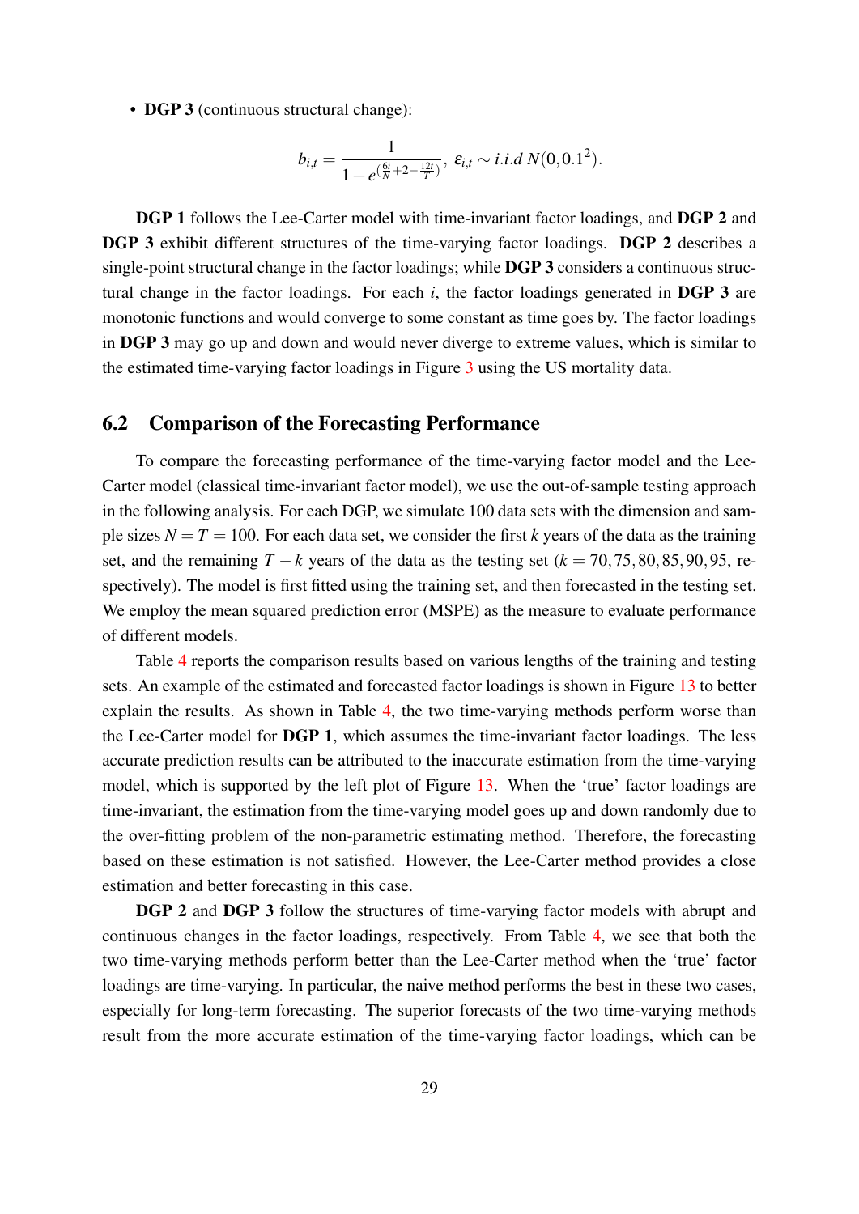- **DGP 3** (continuous structural change):

$$b_{i,t} = \frac{1}{1+e^{(\frac{6i}{N}+2-\frac{12t}{T})}},\ \varepsilon_{i,t} \sim i.i.d\ N(0, 0.1^2).$$

**DGP 1** follows the Lee-Carter model with time-invariant factor loadings, and **DGP 2** and **DGP 3** exhibit different structures of the time-varying factor loadings. **DGP 2** describes a single-point structural change in the factor loadings; while **DGP 3** considers a continuous structural change in the factor loadings. For each $i$, the factor loadings generated in **DGP 3** are monotonic functions and would converge to some constant as time goes by. The factor loadings in **DGP 3** may go up and down and would never diverge to extreme values, which is similar to the estimated time-varying factor loadings in Figure 3 using the US mortality data.

## 6.2 Comparison of the Forecasting Performance

To compare the forecasting performance of the time-varying factor model and the Lee-Carter model (classical time-invariant factor model), we use the out-of-sample testing approach in the following analysis. For each DGP, we simulate 100 data sets with the dimension and sample sizes $N = T = 100$. For each data set, we consider the first $k$ years of the data as the training set, and the remaining $T - k$ years of the data as the testing set ($k = 70, 75, 80, 85, 90, 95$, respectively). The model is first fitted using the training set, and then forecasted in the testing set. We employ the mean squared prediction error (MSPE) as the measure to evaluate performance of different models.

Table 4 reports the comparison results based on various lengths of the training and testing sets. An example of the estimated and forecasted factor loadings is shown in Figure 13 to better explain the results. As shown in Table 4, the two time-varying methods perform worse than the Lee-Carter model for **DGP 1**, which assumes the time-invariant factor loadings. The less accurate prediction results can be attributed to the inaccurate estimation from the time-varying model, which is supported by the left plot of Figure 13. When the 'true' factor loadings are time-invariant, the estimation from the time-varying model goes up and down randomly due to the over-fitting problem of the non-parametric estimating method. Therefore, the forecasting based on these estimation is not satisfied. However, the Lee-Carter method provides a close estimation and better forecasting in this case.

**DGP 2** and **DGP 3** follow the structures of time-varying factor models with abrupt and continuous changes in the factor loadings, respectively. From Table 4, we see that both the two time-varying methods perform better than the Lee-Carter method when the 'true' factor loadings are time-varying. In particular, the naive method performs the best in these two cases, especially for long-term forecasting. The superior forecasts of the two time-varying methods result from the more accurate estimation of the time-varying factor loadings, which can be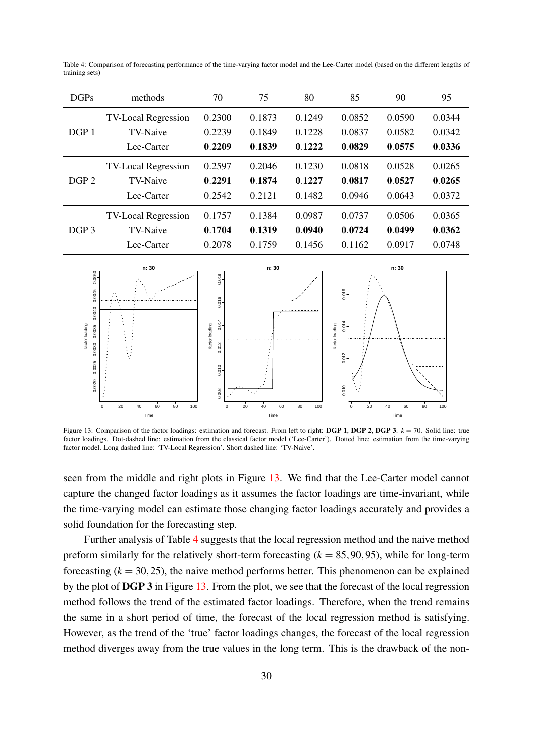Table 4: Comparison of forecasting performance of the time-varying factor model and the Lee-Carter model (based on the different lengths of training sets)

| DGPs | methods | 70 | 75 | 80 | 85 | 90 | 95 |
|---|---|---|---|---|---|---|---|
| DGP 1 | TV-Local Regression | 0.2300 | 0.1873 | 0.1249 | 0.0852 | 0.0590 | 0.0344 |
| | TV-Naive | 0.2239 | 0.1849 | 0.1228 | 0.0837 | 0.0582 | 0.0342 |
| | Lee-Carter | **0.2209** | **0.1839** | **0.1222** | **0.0829** | **0.0575** | **0.0336** |
| DGP 2 | TV-Local Regression | 0.2597 | 0.2046 | 0.1230 | 0.0818 | 0.0528 | 0.0265 |
| | TV-Naive | **0.2291** | **0.1874** | **0.1227** | **0.0817** | **0.0527** | **0.0265** |
| | Lee-Carter | 0.2542 | 0.2121 | 0.1482 | 0.0946 | 0.0643 | 0.0372 |
| DGP 3 | TV-Local Regression | 0.1757 | 0.1384 | 0.0987 | 0.0737 | 0.0506 | 0.0365 |
| | TV-Naive | **0.1704** | **0.1319** | **0.0940** | **0.0724** | **0.0499** | **0.0362** |
| | Lee-Carter | 0.2078 | 0.1759 | 0.1456 | 0.1162 | 0.0917 | 0.0748 |

Figure 13: Comparison of the factor loadings: estimation and forecast. From left to right: **DGP 1**, **DGP 2**, **DGP 3**. $k = 70$. Solid line: true factor loadings. Dot-dashed line: estimation from the classical factor model ('Lee-Carter'). Dotted line: estimation from the time-varying factor model. Long dashed line: 'TV-Local Regression'. Short dashed line: 'TV-Naive'.

seen from the middle and right plots in Figure 13. We find that the Lee-Carter model cannot capture the changed factor loadings as it assumes the factor loadings are time-invariant, while the time-varying model can estimate those changing factor loadings accurately and provides a solid foundation for the forecasting step.

Further analysis of Table 4 suggests that the local regression method and the naive method preform similarly for the relatively short-term forecasting ($k = 85, 90, 95$), while for long-term forecasting ($k = 30, 25$), the naive method performs better. This phenomenon can be explained by the plot of **DGP 3** in Figure 13. From the plot, we see that the forecast of the local regression method follows the trend of the estimated factor loadings. Therefore, when the trend remains the same in a short period of time, the forecast of the local regression method is satisfying. However, as the trend of the 'true' factor loadings changes, the forecast of the local regression method diverges away from the true values in the long term. This is the drawback of the non-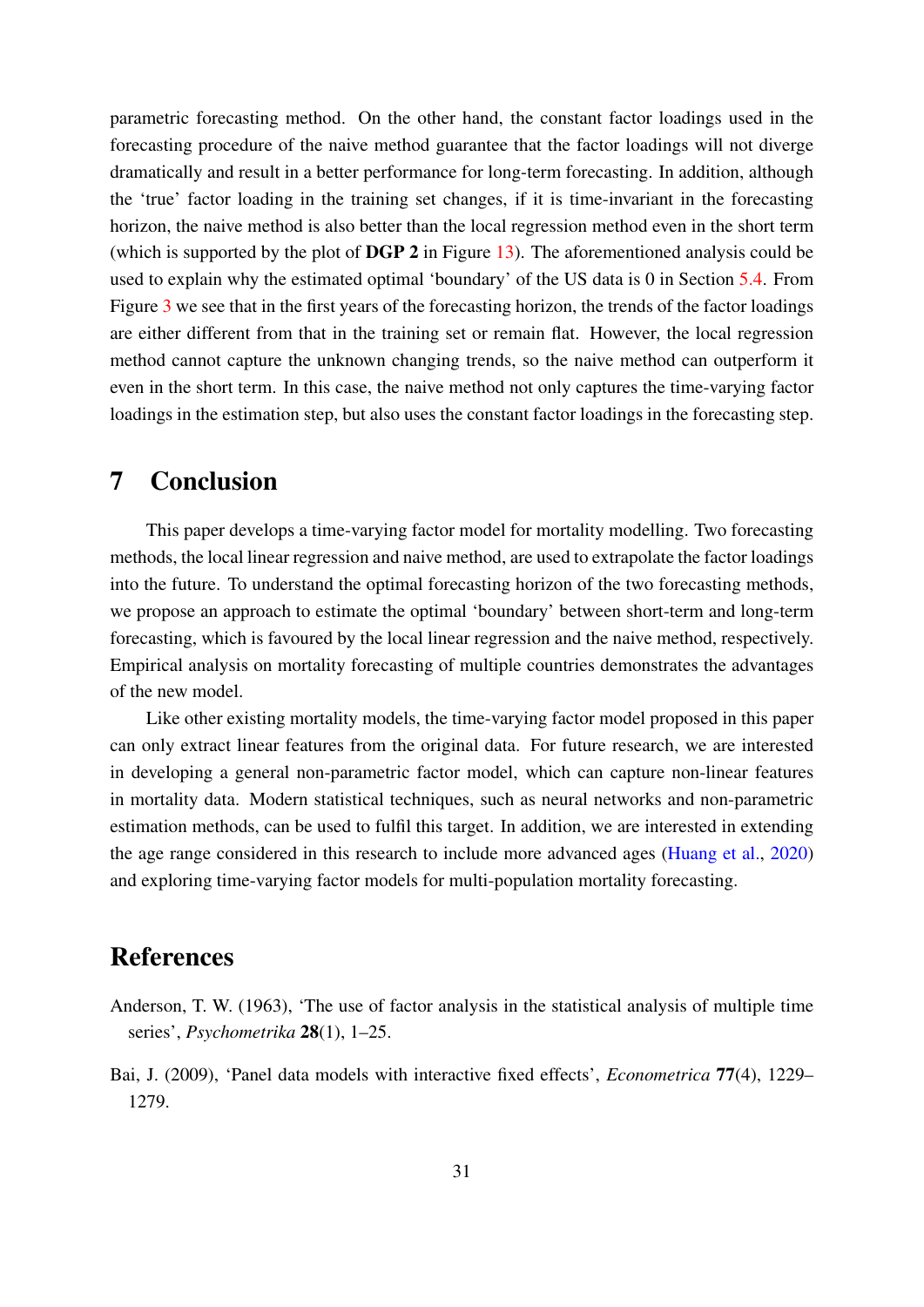parametric forecasting method. On the other hand, the constant factor loadings used in the forecasting procedure of the naive method guarantee that the factor loadings will not diverge dramatically and result in a better performance for long-term forecasting. In addition, although the 'true' factor loading in the training set changes, if it is time-invariant in the forecasting horizon, the naive method is also better than the local regression method even in the short term (which is supported by the plot of **DGP 2** in Figure 13). The aforementioned analysis could be used to explain why the estimated optimal 'boundary' of the US data is 0 in Section 5.4. From Figure 3 we see that in the first years of the forecasting horizon, the trends of the factor loadings are either different from that in the training set or remain flat. However, the local regression method cannot capture the unknown changing trends, so the naive method can outperform it even in the short term. In this case, the naive method not only captures the time-varying factor loadings in the estimation step, but also uses the constant factor loadings in the forecasting step.

## 7 Conclusion

This paper develops a time-varying factor model for mortality modelling. Two forecasting methods, the local linear regression and naive method, are used to extrapolate the factor loadings into the future. To understand the optimal forecasting horizon of the two forecasting methods, we propose an approach to estimate the optimal 'boundary' between short-term and long-term forecasting, which is favoured by the local linear regression and the naive method, respectively. Empirical analysis on mortality forecasting of multiple countries demonstrates the advantages of the new model.

Like other existing mortality models, the time-varying factor model proposed in this paper can only extract linear features from the original data. For future research, we are interested in developing a general non-parametric factor model, which can capture non-linear features in mortality data. Modern statistical techniques, such as neural networks and non-parametric estimation methods, can be used to fulfil this target. In addition, we are interested in extending the age range considered in this research to include more advanced ages (Huang et al., 2020) and exploring time-varying factor models for multi-population mortality forecasting.

## References

Anderson, T. W. (1963), 'The use of factor analysis in the statistical analysis of multiple time series', *Psychometrika* **28**(1), 1–25.

Bai, J. (2009), 'Panel data models with interactive fixed effects', *Econometrica* **77**(4), 1229–1279.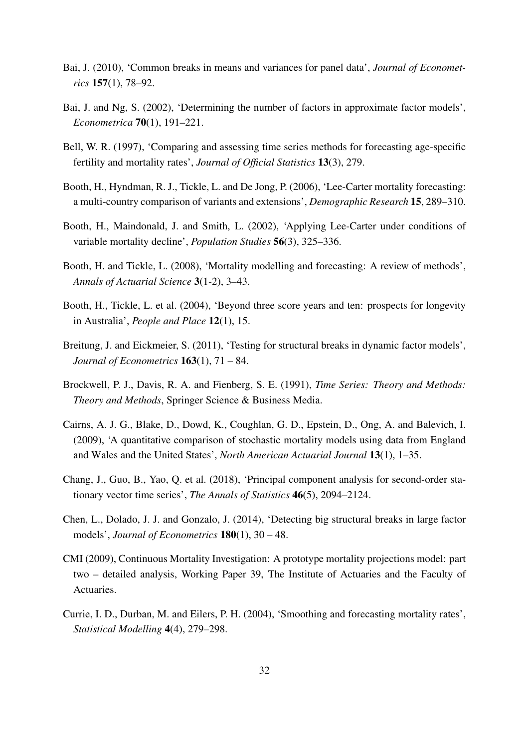Bai, J. (2010), 'Common breaks in means and variances for panel data', *Journal of Econometrics* **157**(1), 78–92.

Bai, J. and Ng, S. (2002), 'Determining the number of factors in approximate factor models', *Econometrica* **70**(1), 191–221.

Bell, W. R. (1997), 'Comparing and assessing time series methods for forecasting age-specific fertility and mortality rates', *Journal of Official Statistics* **13**(3), 279.

Booth, H., Hyndman, R. J., Tickle, L. and De Jong, P. (2006), 'Lee-Carter mortality forecasting: a multi-country comparison of variants and extensions', *Demographic Research* **15**, 289–310.

Booth, H., Maindonald, J. and Smith, L. (2002), 'Applying Lee-Carter under conditions of variable mortality decline', *Population Studies* **56**(3), 325–336.

Booth, H. and Tickle, L. (2008), 'Mortality modelling and forecasting: A review of methods', *Annals of Actuarial Science* **3**(1-2), 3–43.

Booth, H., Tickle, L. et al. (2004), 'Beyond three score years and ten: prospects for longevity in Australia', *People and Place* **12**(1), 15.

Breitung, J. and Eickmeier, S. (2011), 'Testing for structural breaks in dynamic factor models', *Journal of Econometrics* **163**(1), 71 – 84.

Brockwell, P. J., Davis, R. A. and Fienberg, S. E. (1991), *Time Series: Theory and Methods: Theory and Methods*, Springer Science & Business Media.

Cairns, A. J. G., Blake, D., Dowd, K., Coughlan, G. D., Epstein, D., Ong, A. and Balevich, I. (2009), 'A quantitative comparison of stochastic mortality models using data from England and Wales and the United States', *North American Actuarial Journal* **13**(1), 1–35.

Chang, J., Guo, B., Yao, Q. et al. (2018), 'Principal component analysis for second-order stationary vector time series', *The Annals of Statistics* **46**(5), 2094–2124.

Chen, L., Dolado, J. J. and Gonzalo, J. (2014), 'Detecting big structural breaks in large factor models', *Journal of Econometrics* **180**(1), 30 – 48.

CMI (2009), Continuous Mortality Investigation: A prototype mortality projections model: part two – detailed analysis, Working Paper 39, The Institute of Actuaries and the Faculty of Actuaries.

Currie, I. D., Durban, M. and Eilers, P. H. (2004), 'Smoothing and forecasting mortality rates', *Statistical Modelling* **4**(4), 279–298.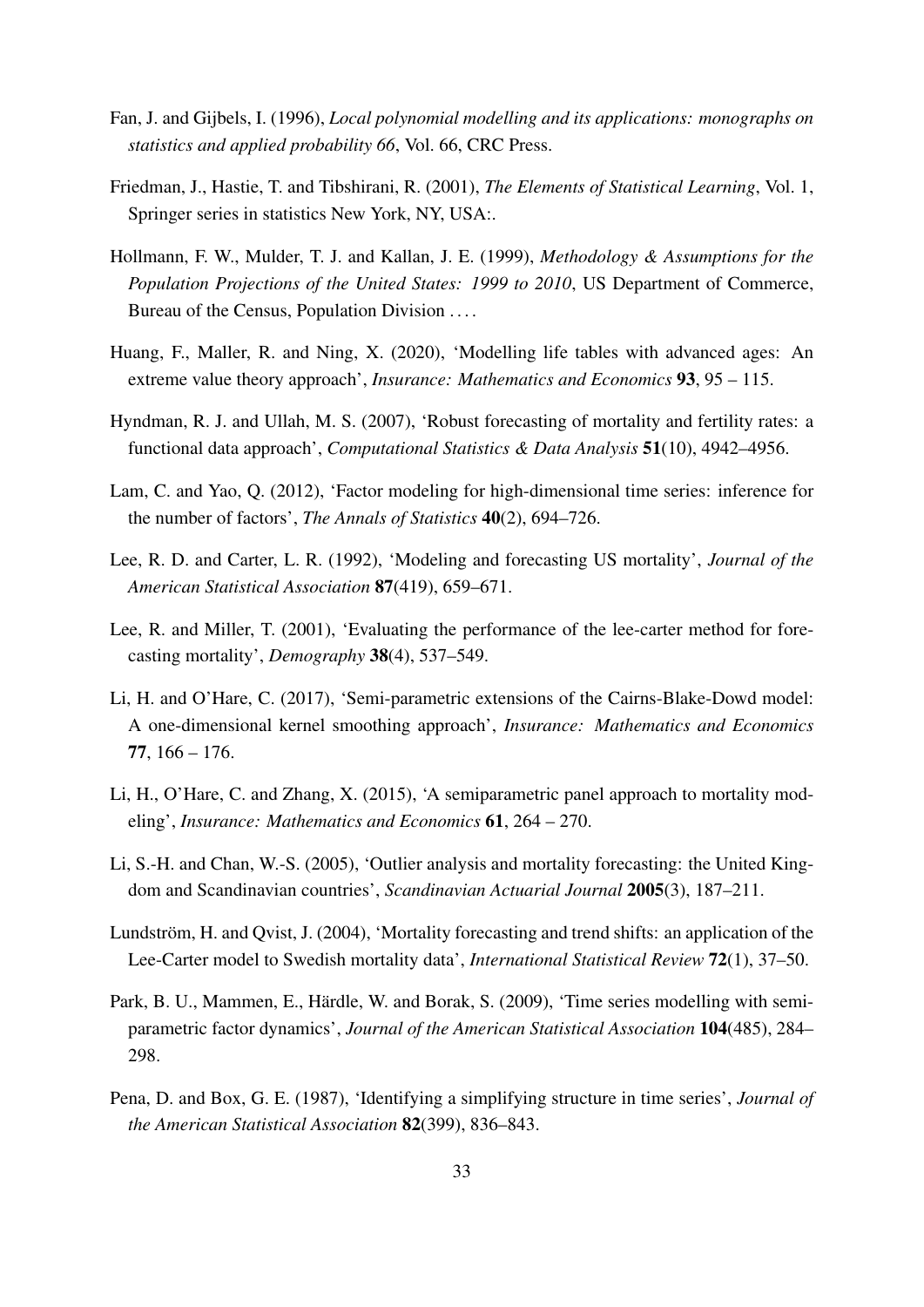Fan, J. and Gijbels, I. (1996), *Local polynomial modelling and its applications: monographs on statistics and applied probability 66*, Vol. 66, CRC Press.

Friedman, J., Hastie, T. and Tibshirani, R. (2001), *The Elements of Statistical Learning*, Vol. 1, Springer series in statistics New York, NY, USA:.

Hollmann, F. W., Mulder, T. J. and Kallan, J. E. (1999), *Methodology & Assumptions for the Population Projections of the United States: 1999 to 2010*, US Department of Commerce, Bureau of the Census, Population Division ....

Huang, F., Maller, R. and Ning, X. (2020), 'Modelling life tables with advanced ages: An extreme value theory approach', *Insurance: Mathematics and Economics* **93**, 95 – 115.

Hyndman, R. J. and Ullah, M. S. (2007), 'Robust forecasting of mortality and fertility rates: a functional data approach', *Computational Statistics & Data Analysis* **51**(10), 4942–4956.

Lam, C. and Yao, Q. (2012), 'Factor modeling for high-dimensional time series: inference for the number of factors', *The Annals of Statistics* **40**(2), 694–726.

Lee, R. D. and Carter, L. R. (1992), 'Modeling and forecasting US mortality', *Journal of the American Statistical Association* **87**(419), 659–671.

Lee, R. and Miller, T. (2001), 'Evaluating the performance of the lee-carter method for forecasting mortality', *Demography* **38**(4), 537–549.

Li, H. and O'Hare, C. (2017), 'Semi-parametric extensions of the Cairns-Blake-Dowd model: A one-dimensional kernel smoothing approach', *Insurance: Mathematics and Economics* **77**, 166 – 176.

Li, H., O'Hare, C. and Zhang, X. (2015), 'A semiparametric panel approach to mortality modeling', *Insurance: Mathematics and Economics* **61**, 264 – 270.

Li, S.-H. and Chan, W.-S. (2005), 'Outlier analysis and mortality forecasting: the United Kingdom and Scandinavian countries', *Scandinavian Actuarial Journal* **2005**(3), 187–211.

Lundström, H. and Qvist, J. (2004), 'Mortality forecasting and trend shifts: an application of the Lee-Carter model to Swedish mortality data', *International Statistical Review* **72**(1), 37–50.

Park, B. U., Mammen, E., Härdle, W. and Borak, S. (2009), 'Time series modelling with semiparametric factor dynamics', *Journal of the American Statistical Association* **104**(485), 284–298.

Pena, D. and Box, G. E. (1987), 'Identifying a simplifying structure in time series', *Journal of the American Statistical Association* **82**(399), 836–843.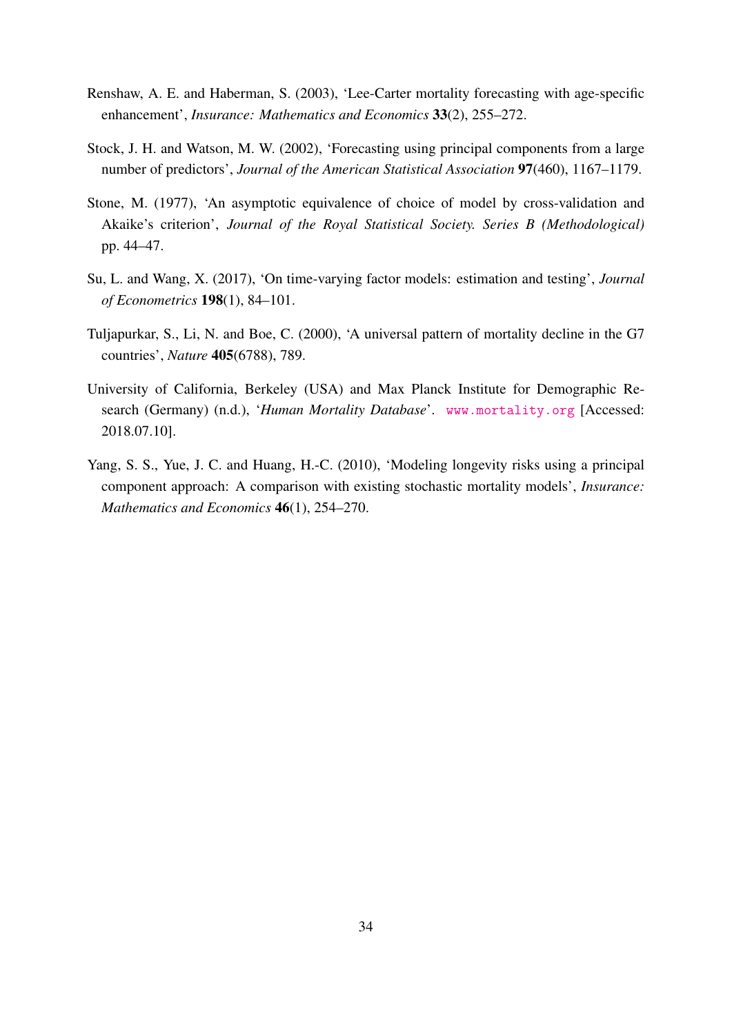Renshaw, A. E. and Haberman, S. (2003), 'Lee-Carter mortality forecasting with age-specific enhancement', *Insurance: Mathematics and Economics* **33**(2), 255–272.

Stock, J. H. and Watson, M. W. (2002), 'Forecasting using principal components from a large number of predictors', *Journal of the American Statistical Association* **97**(460), 1167–1179.

Stone, M. (1977), 'An asymptotic equivalence of choice of model by cross-validation and Akaike's criterion', *Journal of the Royal Statistical Society. Series B (Methodological)* pp. 44–47.

Su, L. and Wang, X. (2017), 'On time-varying factor models: estimation and testing', *Journal of Econometrics* **198**(1), 84–101.

Tuljapurkar, S., Li, N. and Boe, C. (2000), 'A universal pattern of mortality decline in the G7 countries', *Nature* **405**(6788), 789.

University of California, Berkeley (USA) and Max Planck Institute for Demographic Research (Germany) (n.d.), '*Human Mortality Database*'. www.mortality.org [Accessed: 2018.07.10].

Yang, S. S., Yue, J. C. and Huang, H.-C. (2010), 'Modeling longevity risks using a principal component approach: A comparison with existing stochastic mortality models', *Insurance: Mathematics and Economics* **46**(1), 254–270.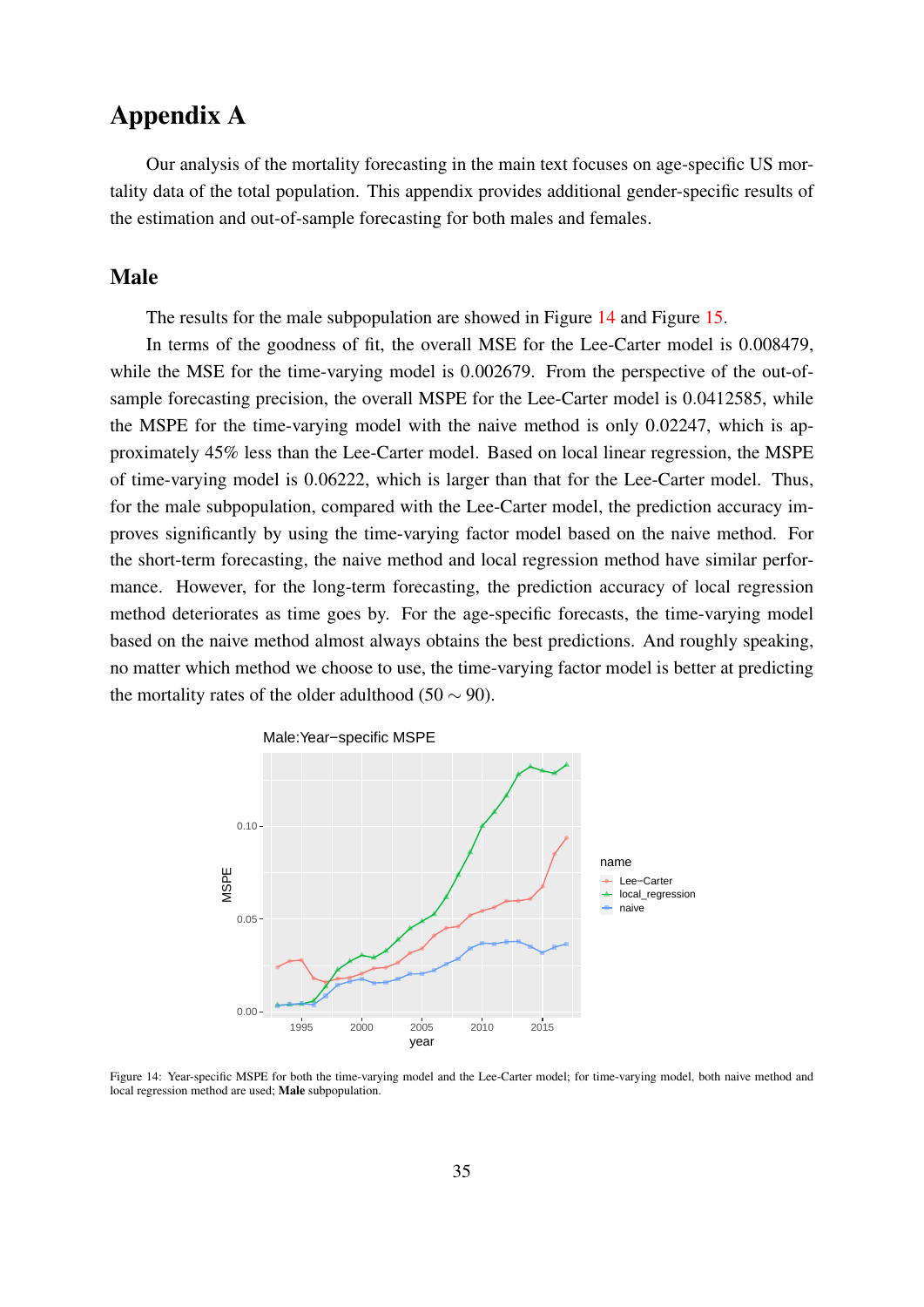# Appendix A

Our analysis of the mortality forecasting in the main text focuses on age-specific US mortality data of the total population. This appendix provides additional gender-specific results of the estimation and out-of-sample forecasting for both males and females.

## Male

The results for the male subpopulation are showed in Figure 14 and Figure 15.

In terms of the goodness of fit, the overall MSE for the Lee-Carter model is 0.008479, while the MSE for the time-varying model is 0.002679. From the perspective of the out-of-sample forecasting precision, the overall MSPE for the Lee-Carter model is 0.0412585, while the MSPE for the time-varying model with the naive method is only 0.02247, which is approximately 45% less than the Lee-Carter model. Based on local linear regression, the MSPE of time-varying model is 0.06222, which is larger than that for the Lee-Carter model. Thus, for the male subpopulation, compared with the Lee-Carter model, the prediction accuracy improves significantly by using the time-varying factor model based on the naive method. For the short-term forecasting, the naive method and local regression method have similar performance. However, for the long-term forecasting, the prediction accuracy of local regression method deteriorates as time goes by. For the age-specific forecasts, the time-varying model based on the naive method almost always obtains the best predictions. And roughly speaking, no matter which method we choose to use, the time-varying factor model is better at predicting the mortality rates of the older adulthood ($50 \sim 90$).

Figure 14: Year-specific MSPE for both the time-varying model and the Lee-Carter model; for time-varying model, both naive method and local regression method are used; **Male** subpopulation.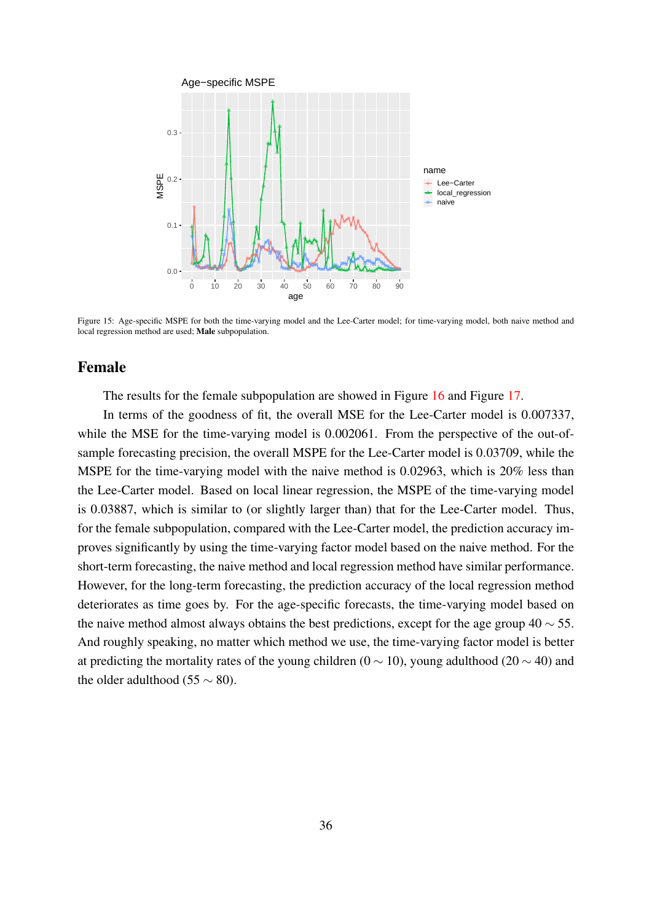Figure 15: Age-specific MSPE for both the time-varying model and the Lee-Carter model; for time-varying model, both naive method and local regression method are used; **Male** subpopulation.

## Female

The results for the female subpopulation are showed in Figure 16 and Figure 17.

In terms of the goodness of fit, the overall MSE for the Lee-Carter model is 0.007337, while the MSE for the time-varying model is 0.002061. From the perspective of the out-of-sample forecasting precision, the overall MSPE for the Lee-Carter model is 0.03709, while the MSPE for the time-varying model with the naive method is 0.02963, which is 20% less than the Lee-Carter model. Based on local linear regression, the MSPE of the time-varying model is 0.03887, which is similar to (or slightly larger than) that for the Lee-Carter model. Thus, for the female subpopulation, compared with the Lee-Carter model, the prediction accuracy improves significantly by using the time-varying factor model based on the naive method. For the short-term forecasting, the naive method and local regression method have similar performance. However, for the long-term forecasting, the prediction accuracy of the local regression method deteriorates as time goes by. For the age-specific forecasts, the time-varying model based on the naive method almost always obtains the best predictions, except for the age group $40 \sim 55$. And roughly speaking, no matter which method we use, the time-varying factor model is better at predicting the mortality rates of the young children ($0 \sim 10$), young adulthood ($20 \sim 40$) and the older adulthood ($55 \sim 80$).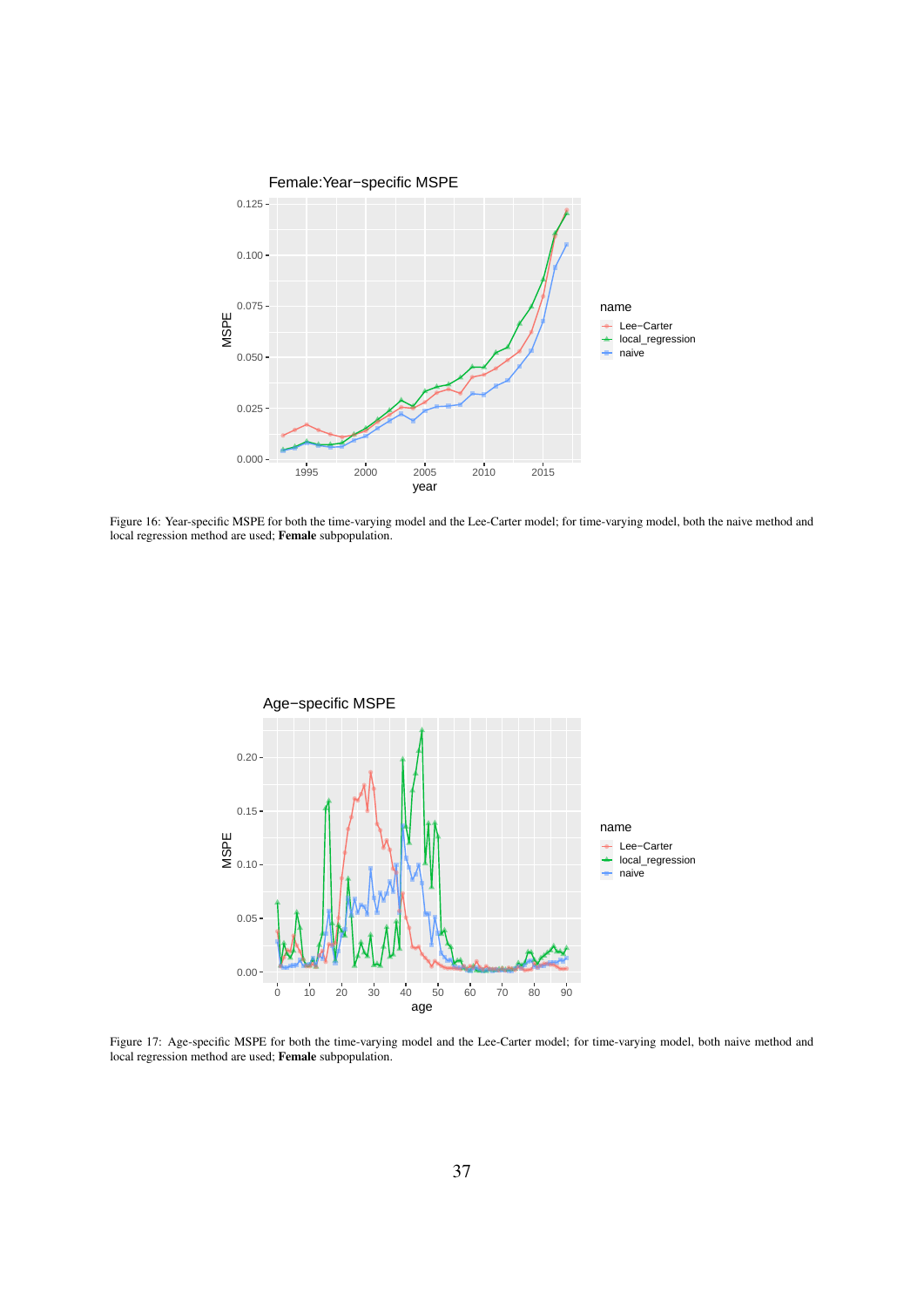Figure 16: Year-specific MSPE for both the time-varying model and the Lee-Carter model; for time-varying model, both the naive method and local regression method are used; **Female** subpopulation.

Figure 17: Age-specific MSPE for both the time-varying model and the Lee-Carter model; for time-varying model, both naive method and local regression method are used; **Female** subpopulation.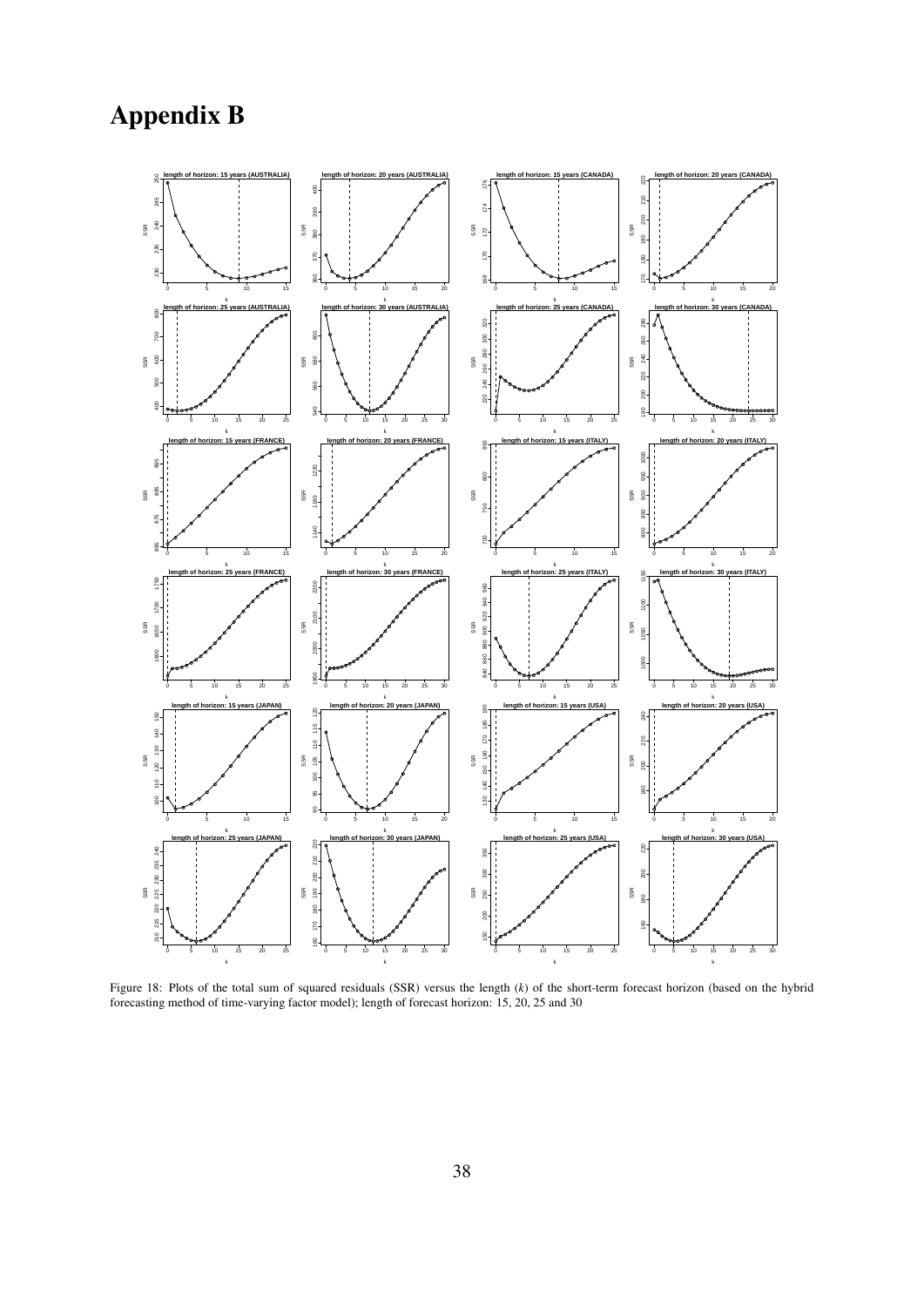# Appendix B

Figure 18: Plots of the total sum of squared residuals (SSR) versus the length ($k$) of the short-term forecast horizon (based on the hybrid forecasting method of time-varying factor model); length of forecast horizon: 15, 20, 25 and 30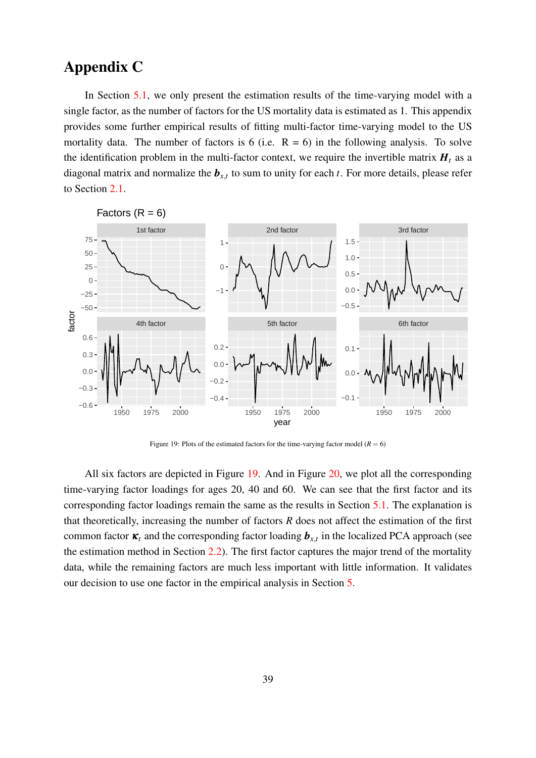# Appendix C

In Section 5.1, we only present the estimation results of the time-varying model with a single factor, as the number of factors for the US mortality data is estimated as 1. This appendix provides some further empirical results of fitting multi-factor time-varying model to the US mortality data. The number of factors is 6 (i.e. R = 6) in the following analysis. To solve the identification problem in the multi-factor context, we require the invertible matrix $\boldsymbol{H}_t$ as a diagonal matrix and normalize the $\boldsymbol{b}_{x,t}$ to sum to unity for each $t$. For more details, please refer to Section 2.1.

Figure 19: Plots of the estimated factors for the time-varying factor model ($R = 6$)

All six factors are depicted in Figure 19. And in Figure 20, we plot all the corresponding time-varying factor loadings for ages 20, 40 and 60. We can see that the first factor and its corresponding factor loadings remain the same as the results in Section 5.1. The explanation is that theoretically, increasing the number of factors $R$ does not affect the estimation of the first common factor $\boldsymbol{\kappa}_t$ and the corresponding factor loading $\boldsymbol{b}_{x,t}$ in the localized PCA approach (see the estimation method in Section 2.2). The first factor captures the major trend of the mortality data, while the remaining factors are much less important with little information. It validates our decision to use one factor in the empirical analysis in Section 5.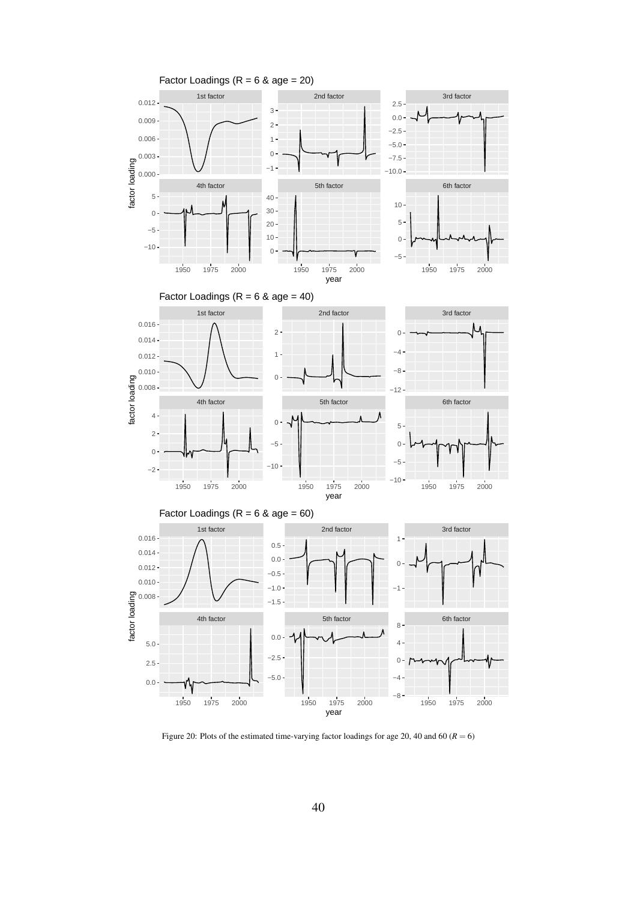Factor Loadings (R = 6 & age = 20)

1st factor
2nd factor
3rd factor
4th factor
5th factor
6th factor

factor loading
year

Factor Loadings (R = 6 & age = 40)

1st factor
2nd factor
3rd factor
4th factor
5th factor
6th factor

factor loading
year

Factor Loadings (R = 6 & age = 60)

1st factor
2nd factor
3rd factor
4th factor
5th factor
6th factor

factor loading
year

Figure 20: Plots of the estimated time-varying factor loadings for age 20, 40 and 60 ($R = 6$)